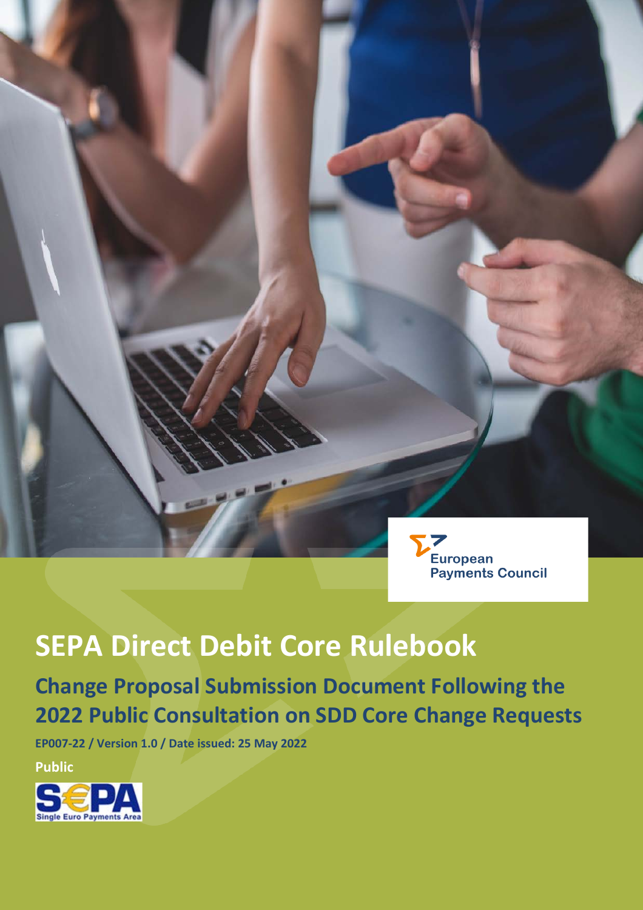European Payments Council

# SEPA Direct Debit Core Rulebook

## Change Proposal Submission Document Following the 2022 Public Consultation on SDD Core Change Requests

**EP007-22 / Version 1.0 / Date issued: 25 May 2022**

**Public**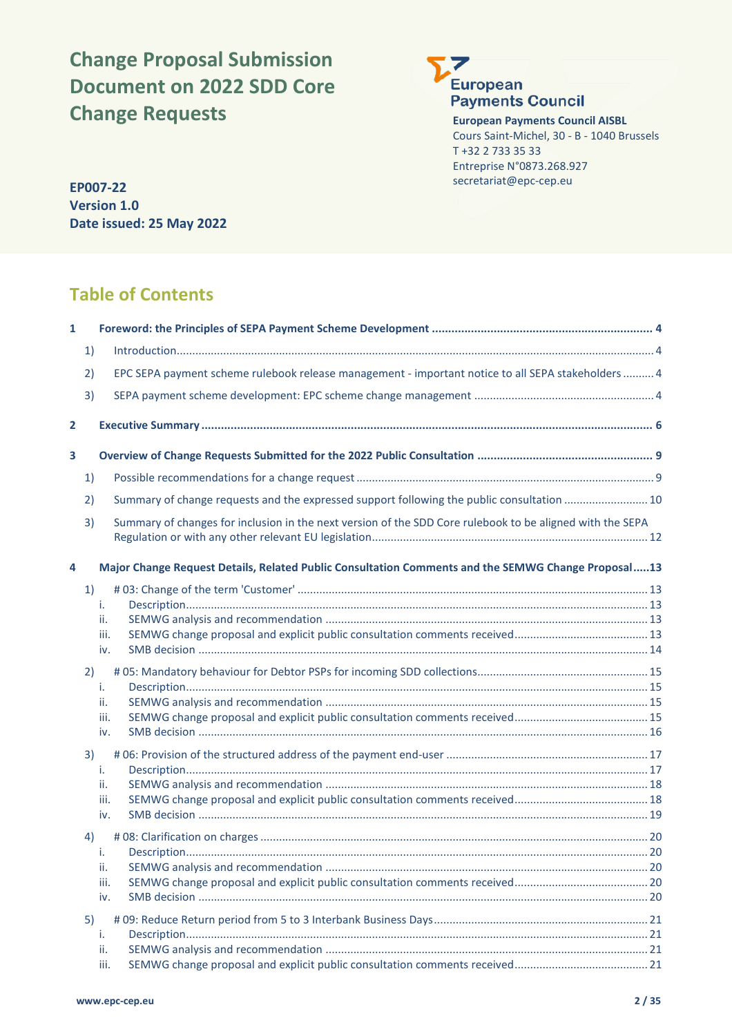# Change Proposal Submission Document on 2022 SDD Core Change Requests

**European Payments Council AISBL**
Cours Saint-Michel, 30 - B - 1040 Brussels
T +32 2 733 35 33
Entreprise N°0873.268.927
secretariat@epc-cep.eu

**EP007-22**
**Version 1.0**
**Date issued: 25 May 2022**

## Table of Contents

**1 Foreword: the Principles of SEPA Payment Scheme Development** .......... 4

- 1) Introduction .......... 4
- 2) EPC SEPA payment scheme rulebook release management - important notice to all SEPA stakeholders .......... 4
- 3) SEPA payment scheme development: EPC scheme change management .......... 4

**2 Executive Summary** .......... 6

**3 Overview of Change Requests Submitted for the 2022 Public Consultation** .......... 9

- 1) Possible recommendations for a change request .......... 9
- 2) Summary of change requests and the expressed support following the public consultation .......... 10
- 3) Summary of changes for inclusion in the next version of the SDD Core rulebook to be aligned with the SEPA Regulation or with any other relevant EU legislation .......... 12

**4 Major Change Request Details, Related Public Consultation Comments and the SEMWG Change Proposal** .......... 13

- 1) # 03: Change of the term 'Customer' .......... 13
  - i. Description .......... 13
  - ii. SEMWG analysis and recommendation .......... 13
  - iii. SEMWG change proposal and explicit public consultation comments received .......... 13
  - iv. SMB decision .......... 14
- 2) # 05: Mandatory behaviour for Debtor PSPs for incoming SDD collections .......... 15
  - i. Description .......... 15
  - ii. SEMWG analysis and recommendation .......... 15
  - iii. SEMWG change proposal and explicit public consultation comments received .......... 15
  - iv. SMB decision .......... 16
- 3) # 06: Provision of the structured address of the payment end-user .......... 17
  - i. Description .......... 17
  - ii. SEMWG analysis and recommendation .......... 18
  - iii. SEMWG change proposal and explicit public consultation comments received .......... 18
  - iv. SMB decision .......... 19
- 4) # 08: Clarification on charges .......... 20
  - i. Description .......... 20
  - ii. SEMWG analysis and recommendation .......... 20
  - iii. SEMWG change proposal and explicit public consultation comments received .......... 20
  - iv. SMB decision .......... 20
- 5) # 09: Reduce Return period from 5 to 3 Interbank Business Days .......... 21
  - i. Description .......... 21
  - ii. SEMWG analysis and recommendation .......... 21
  - iii. SEMWG change proposal and explicit public consultation comments received .......... 21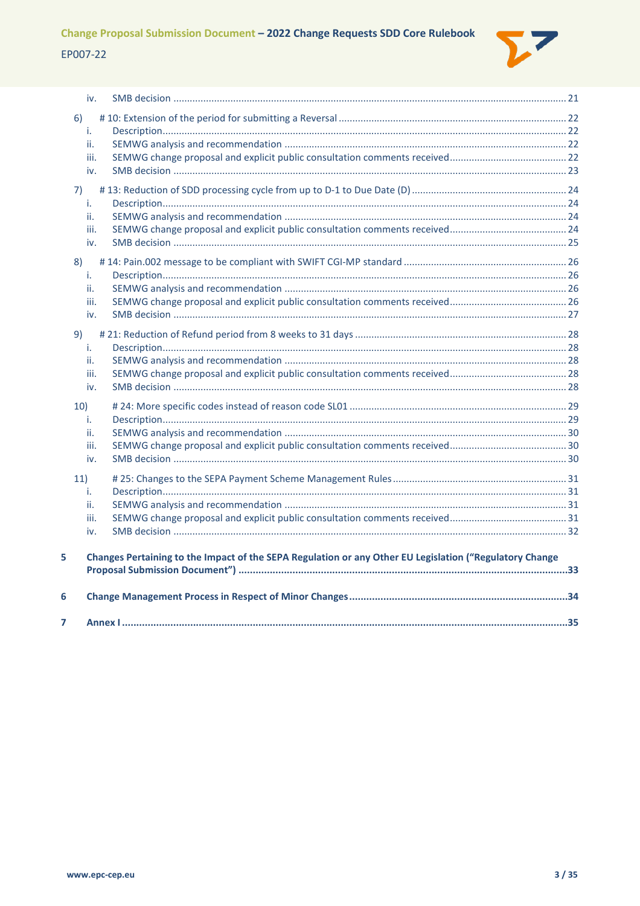iv. SMB decision ........................................................................................................................................ 21

6) # 10: Extension of the period for submitting a Reversal ........................................................................ 22
   i. Description........................................................................................................................................ 22
   ii. SEMWG analysis and recommendation ............................................................................................ 22
   iii. SEMWG change proposal and explicit public consultation comments received ................................. 22
   iv. SMB decision ..................................................................................................................................... 23

7) # 13: Reduction of SDD processing cycle from up to D-1 to Due Date (D) ................................................ 24
   i. Description........................................................................................................................................ 24
   ii. SEMWG analysis and recommendation ............................................................................................ 24
   iii. SEMWG change proposal and explicit public consultation comments received ................................. 24
   iv. SMB decision ..................................................................................................................................... 25

8) # 14: Pain.002 message to be compliant with SWIFT CGI-MP standard .................................................. 26
   i. Description........................................................................................................................................ 26
   ii. SEMWG analysis and recommendation ............................................................................................ 26
   iii. SEMWG change proposal and explicit public consultation comments received ................................. 26
   iv. SMB decision ..................................................................................................................................... 27

9) # 21: Reduction of Refund period from 8 weeks to 31 days .................................................................... 28
   i. Description........................................................................................................................................ 28
   ii. SEMWG analysis and recommendation ............................................................................................ 28
   iii. SEMWG change proposal and explicit public consultation comments received ................................. 28
   iv. SMB decision ..................................................................................................................................... 28

10) # 24: More specific codes instead of reason code SL01 ........................................................................ 29
   i. Description........................................................................................................................................ 29
   ii. SEMWG analysis and recommendation ............................................................................................ 30
   iii. SEMWG change proposal and explicit public consultation comments received ................................. 30
   iv. SMB decision ..................................................................................................................................... 30

11) # 25: Changes to the SEPA Payment Scheme Management Rules ........................................................ 31
   i. Description........................................................................................................................................ 31
   ii. SEMWG analysis and recommendation ............................................................................................ 31
   iii. SEMWG change proposal and explicit public consultation comments received ................................. 31
   iv. SMB decision ..................................................................................................................................... 32

**5 Changes Pertaining to the Impact of the SEPA Regulation or any Other EU Legislation ("Regulatory Change Proposal Submission Document") ...................................................................................................... 33**

**6 Change Management Process in Respect of Minor Changes ................................................................. 34**

**7 Annex I ............................................................................................................................................... 35**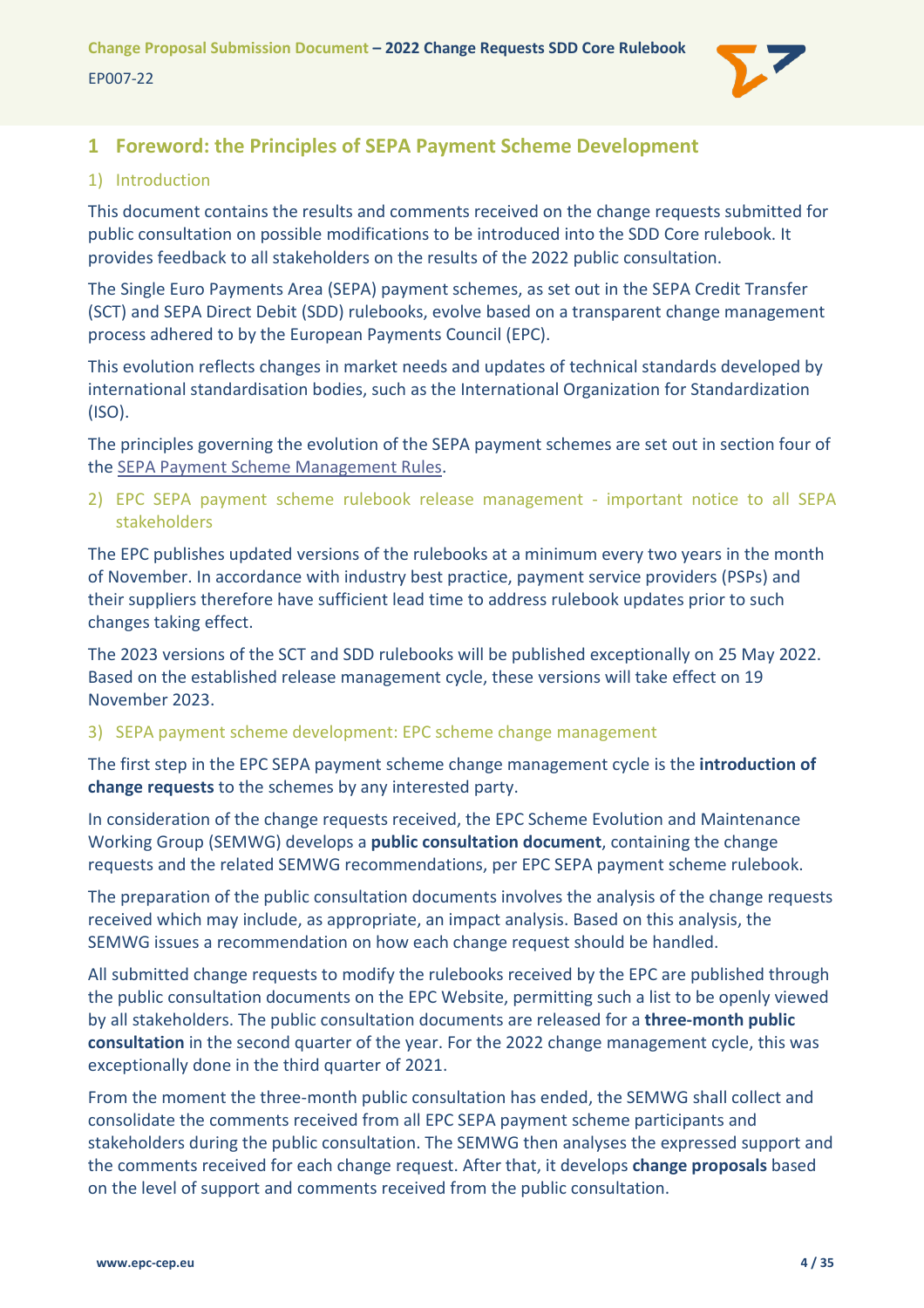# 1 Foreword: the Principles of SEPA Payment Scheme Development

## 1) Introduction

This document contains the results and comments received on the change requests submitted for public consultation on possible modifications to be introduced into the SDD Core rulebook. It provides feedback to all stakeholders on the results of the 2022 public consultation.

The Single Euro Payments Area (SEPA) payment schemes, as set out in the SEPA Credit Transfer (SCT) and SEPA Direct Debit (SDD) rulebooks, evolve based on a transparent change management process adhered to by the European Payments Council (EPC).

This evolution reflects changes in market needs and updates of technical standards developed by international standardisation bodies, such as the International Organization for Standardization (ISO).

The principles governing the evolution of the SEPA payment schemes are set out in section four of the SEPA Payment Scheme Management Rules.

## 2) EPC SEPA payment scheme rulebook release management - important notice to all SEPA stakeholders

The EPC publishes updated versions of the rulebooks at a minimum every two years in the month of November. In accordance with industry best practice, payment service providers (PSPs) and their suppliers therefore have sufficient lead time to address rulebook updates prior to such changes taking effect.

The 2023 versions of the SCT and SDD rulebooks will be published exceptionally on 25 May 2022. Based on the established release management cycle, these versions will take effect on 19 November 2023.

## 3) SEPA payment scheme development: EPC scheme change management

The first step in the EPC SEPA payment scheme change management cycle is the **introduction of change requests** to the schemes by any interested party.

In consideration of the change requests received, the EPC Scheme Evolution and Maintenance Working Group (SEMWG) develops a **public consultation document**, containing the change requests and the related SEMWG recommendations, per EPC SEPA payment scheme rulebook.

The preparation of the public consultation documents involves the analysis of the change requests received which may include, as appropriate, an impact analysis. Based on this analysis, the SEMWG issues a recommendation on how each change request should be handled.

All submitted change requests to modify the rulebooks received by the EPC are published through the public consultation documents on the EPC Website, permitting such a list to be openly viewed by all stakeholders. The public consultation documents are released for a **three-month public consultation** in the second quarter of the year. For the 2022 change management cycle, this was exceptionally done in the third quarter of 2021.

From the moment the three-month public consultation has ended, the SEMWG shall collect and consolidate the comments received from all EPC SEPA payment scheme participants and stakeholders during the public consultation. The SEMWG then analyses the expressed support and the comments received for each change request. After that, it develops **change proposals** based on the level of support and comments received from the public consultation.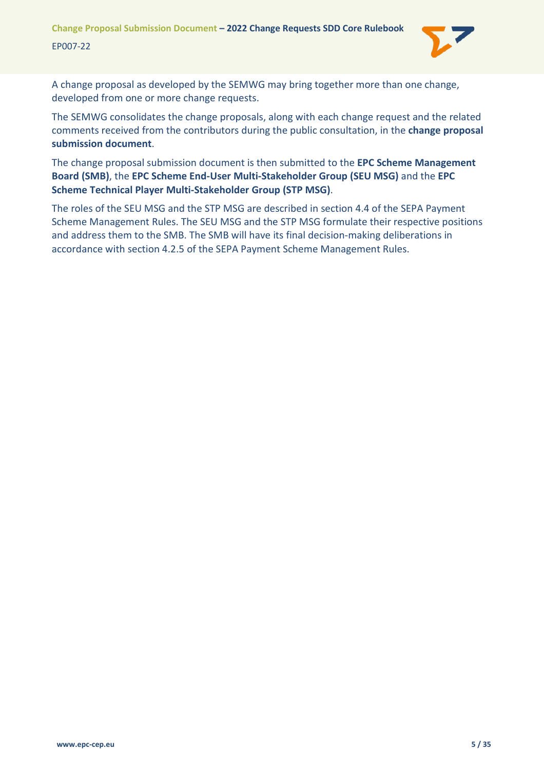A change proposal as developed by the SEMWG may bring together more than one change, developed from one or more change requests.

The SEMWG consolidates the change proposals, along with each change request and the related comments received from the contributors during the public consultation, in the **change proposal submission document**.

The change proposal submission document is then submitted to the **EPC Scheme Management Board (SMB)**, the **EPC Scheme End-User Multi-Stakeholder Group (SEU MSG)** and the **EPC Scheme Technical Player Multi-Stakeholder Group (STP MSG)**.

The roles of the SEU MSG and the STP MSG are described in section 4.4 of the SEPA Payment Scheme Management Rules. The SEU MSG and the STP MSG formulate their respective positions and address them to the SMB. The SMB will have its final decision-making deliberations in accordance with section 4.2.5 of the SEPA Payment Scheme Management Rules.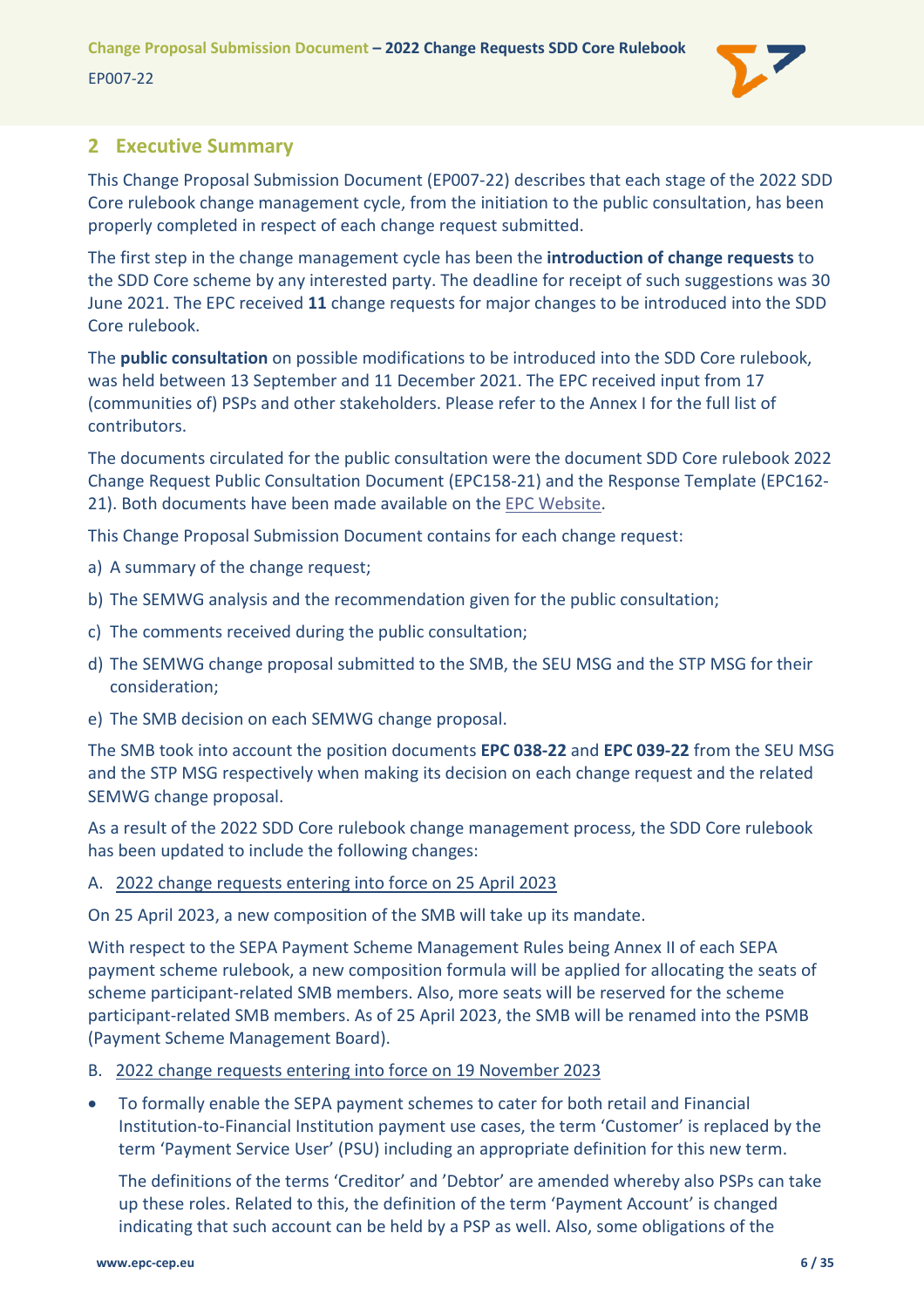## 2 Executive Summary

This Change Proposal Submission Document (EP007-22) describes that each stage of the 2022 SDD Core rulebook change management cycle, from the initiation to the public consultation, has been properly completed in respect of each change request submitted.

The first step in the change management cycle has been the **introduction of change requests** to the SDD Core scheme by any interested party. The deadline for receipt of such suggestions was 30 June 2021. The EPC received **11** change requests for major changes to be introduced into the SDD Core rulebook.

The **public consultation** on possible modifications to be introduced into the SDD Core rulebook, was held between 13 September and 11 December 2021. The EPC received input from 17 (communities of) PSPs and other stakeholders. Please refer to the Annex I for the full list of contributors.

The documents circulated for the public consultation were the document SDD Core rulebook 2022 Change Request Public Consultation Document (EPC158-21) and the Response Template (EPC162-21). Both documents have been made available on the EPC Website.

This Change Proposal Submission Document contains for each change request:

a) A summary of the change request;

b) The SEMWG analysis and the recommendation given for the public consultation;

c) The comments received during the public consultation;

d) The SEMWG change proposal submitted to the SMB, the SEU MSG and the STP MSG for their consideration;

e) The SMB decision on each SEMWG change proposal.

The SMB took into account the position documents **EPC 038-22** and **EPC 039-22** from the SEU MSG and the STP MSG respectively when making its decision on each change request and the related SEMWG change proposal.

As a result of the 2022 SDD Core rulebook change management process, the SDD Core rulebook has been updated to include the following changes:

A. 2022 change requests entering into force on 25 April 2023

On 25 April 2023, a new composition of the SMB will take up its mandate.

With respect to the SEPA Payment Scheme Management Rules being Annex II of each SEPA payment scheme rulebook, a new composition formula will be applied for allocating the seats of scheme participant-related SMB members. Also, more seats will be reserved for the scheme participant-related SMB members. As of 25 April 2023, the SMB will be renamed into the PSMB (Payment Scheme Management Board).

B. 2022 change requests entering into force on 19 November 2023

- To formally enable the SEPA payment schemes to cater for both retail and Financial Institution-to-Financial Institution payment use cases, the term 'Customer' is replaced by the term 'Payment Service User' (PSU) including an appropriate definition for this new term.

  The definitions of the terms 'Creditor' and 'Debtor' are amended whereby also PSPs can take up these roles. Related to this, the definition of the term 'Payment Account' is changed indicating that such account can be held by a PSP as well. Also, some obligations of the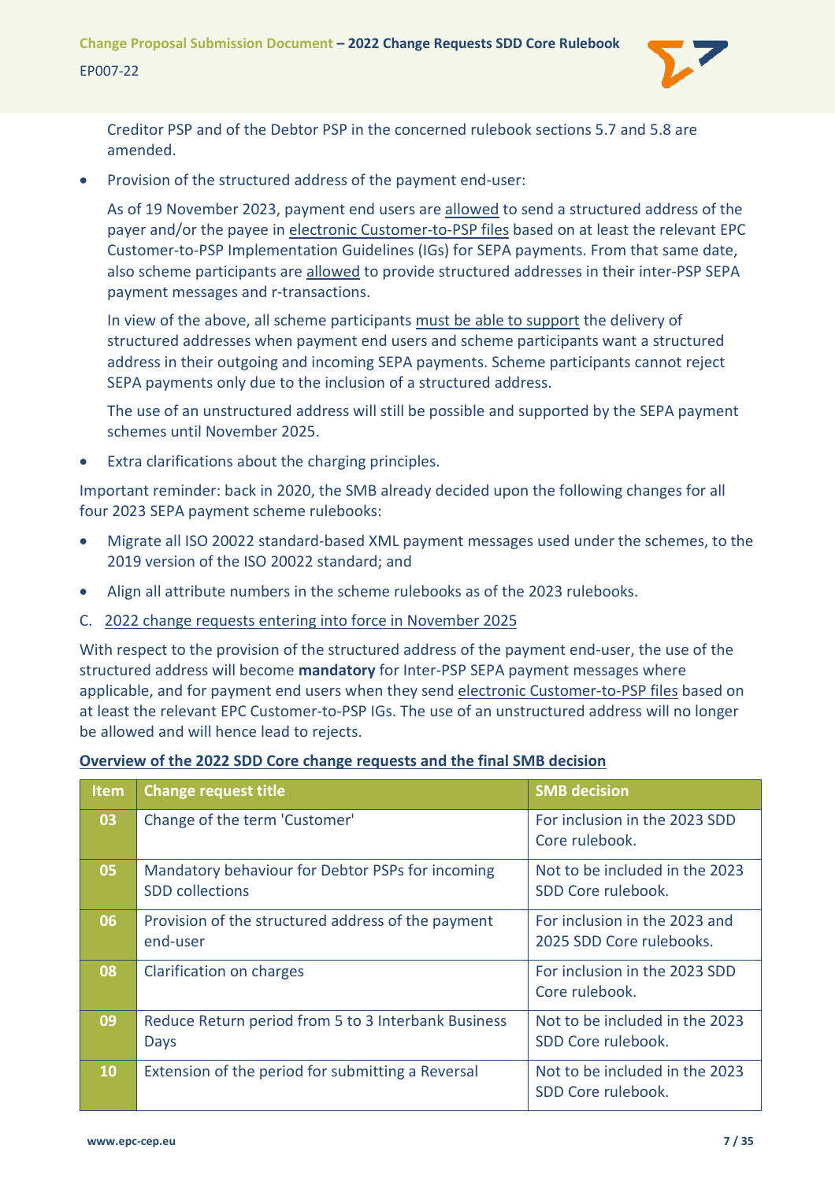Creditor PSP and of the Debtor PSP in the concerned rulebook sections 5.7 and 5.8 are amended.

- Provision of the structured address of the payment end-user:

  As of 19 November 2023, payment end users are allowed to send a structured address of the payer and/or the payee in electronic Customer-to-PSP files based on at least the relevant EPC Customer-to-PSP Implementation Guidelines (IGs) for SEPA payments. From that same date, also scheme participants are allowed to provide structured addresses in their inter-PSP SEPA payment messages and r-transactions.

  In view of the above, all scheme participants must be able to support the delivery of structured addresses when payment end users and scheme participants want a structured address in their outgoing and incoming SEPA payments. Scheme participants cannot reject SEPA payments only due to the inclusion of a structured address.

  The use of an unstructured address will still be possible and supported by the SEPA payment schemes until November 2025.

- Extra clarifications about the charging principles.

Important reminder: back in 2020, the SMB already decided upon the following changes for all four 2023 SEPA payment scheme rulebooks:

- Migrate all ISO 20022 standard-based XML payment messages used under the schemes, to the 2019 version of the ISO 20022 standard; and
- Align all attribute numbers in the scheme rulebooks as of the 2023 rulebooks.

C. 2022 change requests entering into force in November 2025

With respect to the provision of the structured address of the payment end-user, the use of the structured address will become **mandatory** for Inter-PSP SEPA payment messages where applicable, and for payment end users when they send electronic Customer-to-PSP files based on at least the relevant EPC Customer-to-PSP IGs. The use of an unstructured address will no longer be allowed and will hence lead to rejects.

**Overview of the 2022 SDD Core change requests and the final SMB decision**

| Item | Change request title | SMB decision |
|---|---|---|
| 03 | Change of the term 'Customer' | For inclusion in the 2023 SDD Core rulebook. |
| 05 | Mandatory behaviour for Debtor PSPs for incoming SDD collections | Not to be included in the 2023 SDD Core rulebook. |
| 06 | Provision of the structured address of the payment end-user | For inclusion in the 2023 and 2025 SDD Core rulebooks. |
| 08 | Clarification on charges | For inclusion in the 2023 SDD Core rulebook. |
| 09 | Reduce Return period from 5 to 3 Interbank Business Days | Not to be included in the 2023 SDD Core rulebook. |
| 10 | Extension of the period for submitting a Reversal | Not to be included in the 2023 SDD Core rulebook. |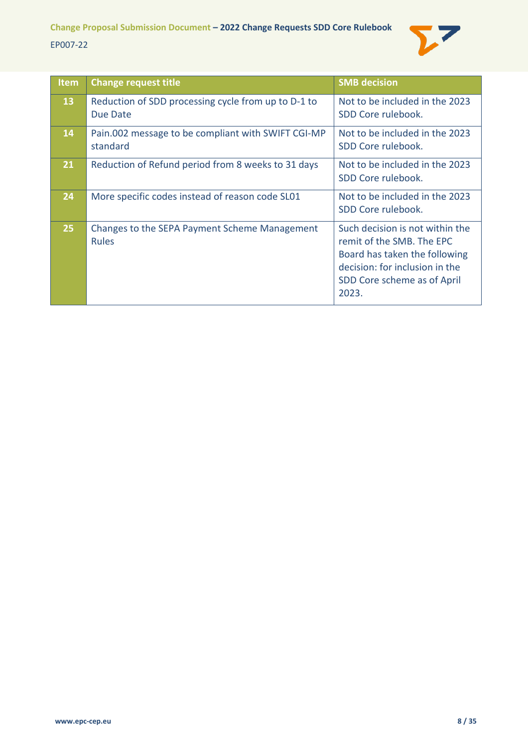| Item | Change request title | SMB decision |
| --- | --- | --- |
| 13 | Reduction of SDD processing cycle from up to D-1 to Due Date | Not to be included in the 2023 SDD Core rulebook. |
| 14 | Pain.002 message to be compliant with SWIFT CGI-MP standard | Not to be included in the 2023 SDD Core rulebook. |
| 21 | Reduction of Refund period from 8 weeks to 31 days | Not to be included in the 2023 SDD Core rulebook. |
| 24 | More specific codes instead of reason code SL01 | Not to be included in the 2023 SDD Core rulebook. |
| 25 | Changes to the SEPA Payment Scheme Management Rules | Such decision is not within the remit of the SMB. The EPC Board has taken the following decision: for inclusion in the SDD Core scheme as of April 2023. |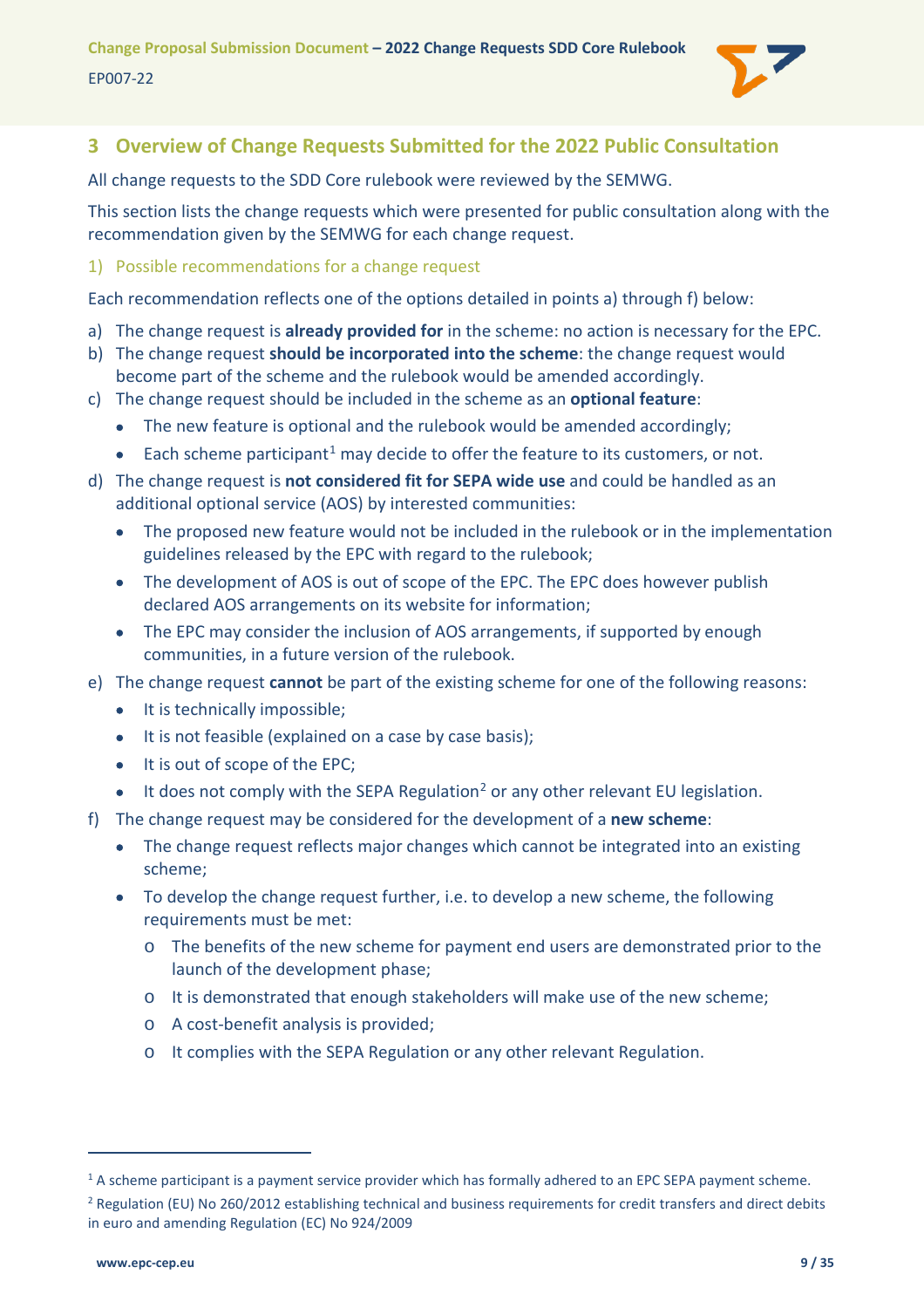## 3 Overview of Change Requests Submitted for the 2022 Public Consultation

All change requests to the SDD Core rulebook were reviewed by the SEMWG.

This section lists the change requests which were presented for public consultation along with the recommendation given by the SEMWG for each change request.

### 1) Possible recommendations for a change request

Each recommendation reflects one of the options detailed in points a) through f) below:

a) The change request is **already provided for** in the scheme: no action is necessary for the EPC.

b) The change request **should be incorporated into the scheme**: the change request would become part of the scheme and the rulebook would be amended accordingly.

c) The change request should be included in the scheme as an **optional feature**:
   - The new feature is optional and the rulebook would be amended accordingly;
   - Each scheme participant[1] may decide to offer the feature to its customers, or not.

d) The change request is **not considered fit for SEPA wide use** and could be handled as an additional optional service (AOS) by interested communities:
   - The proposed new feature would not be included in the rulebook or in the implementation guidelines released by the EPC with regard to the rulebook;
   - The development of AOS is out of scope of the EPC. The EPC does however publish declared AOS arrangements on its website for information;
   - The EPC may consider the inclusion of AOS arrangements, if supported by enough communities, in a future version of the rulebook.

e) The change request **cannot** be part of the existing scheme for one of the following reasons:
   - It is technically impossible;
   - It is not feasible (explained on a case by case basis);
   - It is out of scope of the EPC;
   - It does not comply with the SEPA Regulation[2] or any other relevant EU legislation.

f) The change request may be considered for the development of a **new scheme**:
   - The change request reflects major changes which cannot be integrated into an existing scheme;
   - To develop the change request further, i.e. to develop a new scheme, the following requirements must be met:
     - The benefits of the new scheme for payment end users are demonstrated prior to the launch of the development phase;
     - It is demonstrated that enough stakeholders will make use of the new scheme;
     - A cost-benefit analysis is provided;
     - It complies with the SEPA Regulation or any other relevant Regulation.

---

[1] A scheme participant is a payment service provider which has formally adhered to an EPC SEPA payment scheme.

[2] Regulation (EU) No 260/2012 establishing technical and business requirements for credit transfers and direct debits in euro and amending Regulation (EC) No 924/2009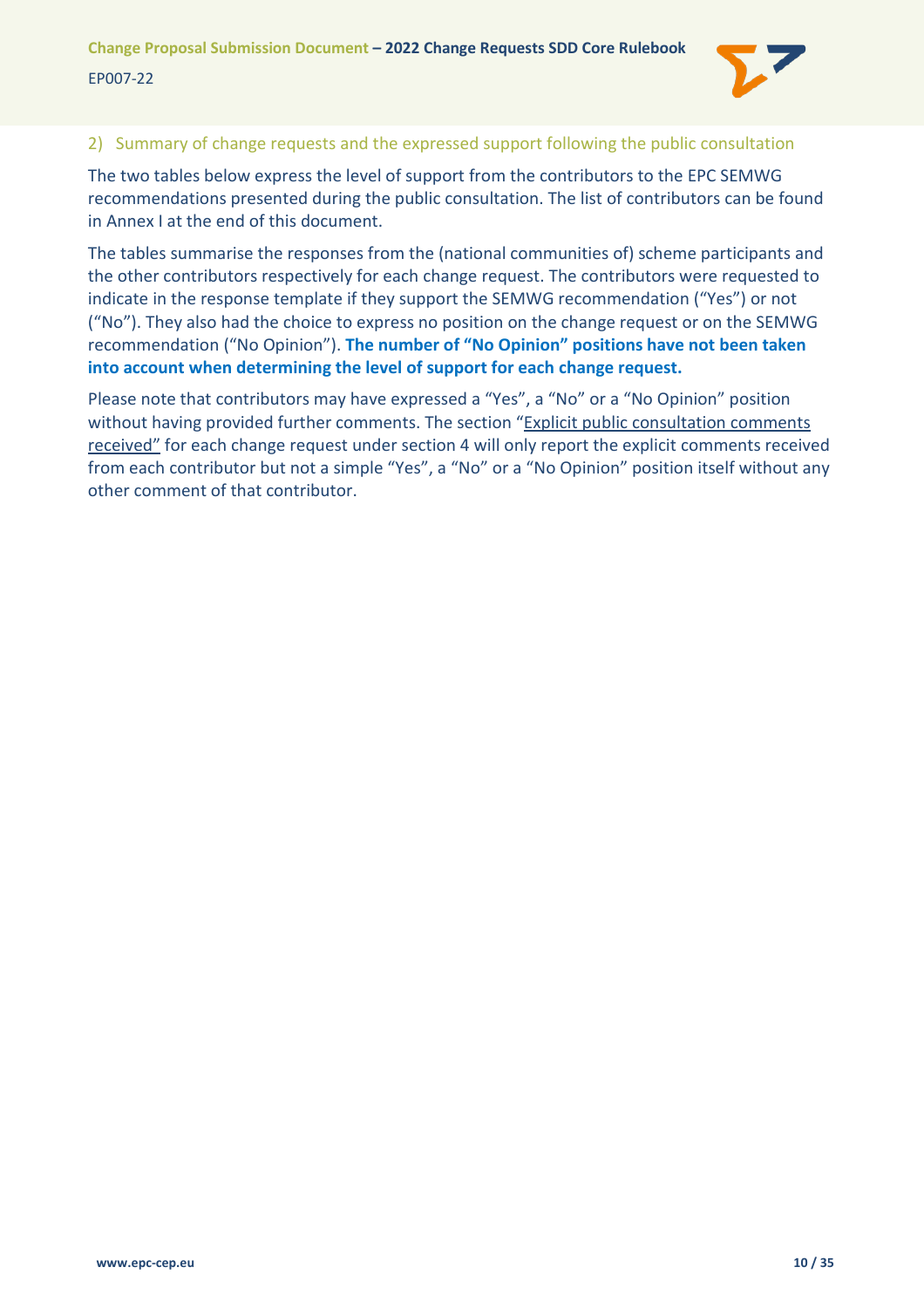## 2) Summary of change requests and the expressed support following the public consultation

The two tables below express the level of support from the contributors to the EPC SEMWG recommendations presented during the public consultation. The list of contributors can be found in Annex I at the end of this document.

The tables summarise the responses from the (national communities of) scheme participants and the other contributors respectively for each change request. The contributors were requested to indicate in the response template if they support the SEMWG recommendation ("Yes") or not ("No"). They also had the choice to express no position on the change request or on the SEMWG recommendation ("No Opinion"). **The number of "No Opinion" positions have not been taken into account when determining the level of support for each change request.**

Please note that contributors may have expressed a "Yes", a "No" or a "No Opinion" position without having provided further comments. The section "Explicit public consultation comments received" for each change request under section 4 will only report the explicit comments received from each contributor but not a simple "Yes", a "No" or a "No Opinion" position itself without any other comment of that contributor.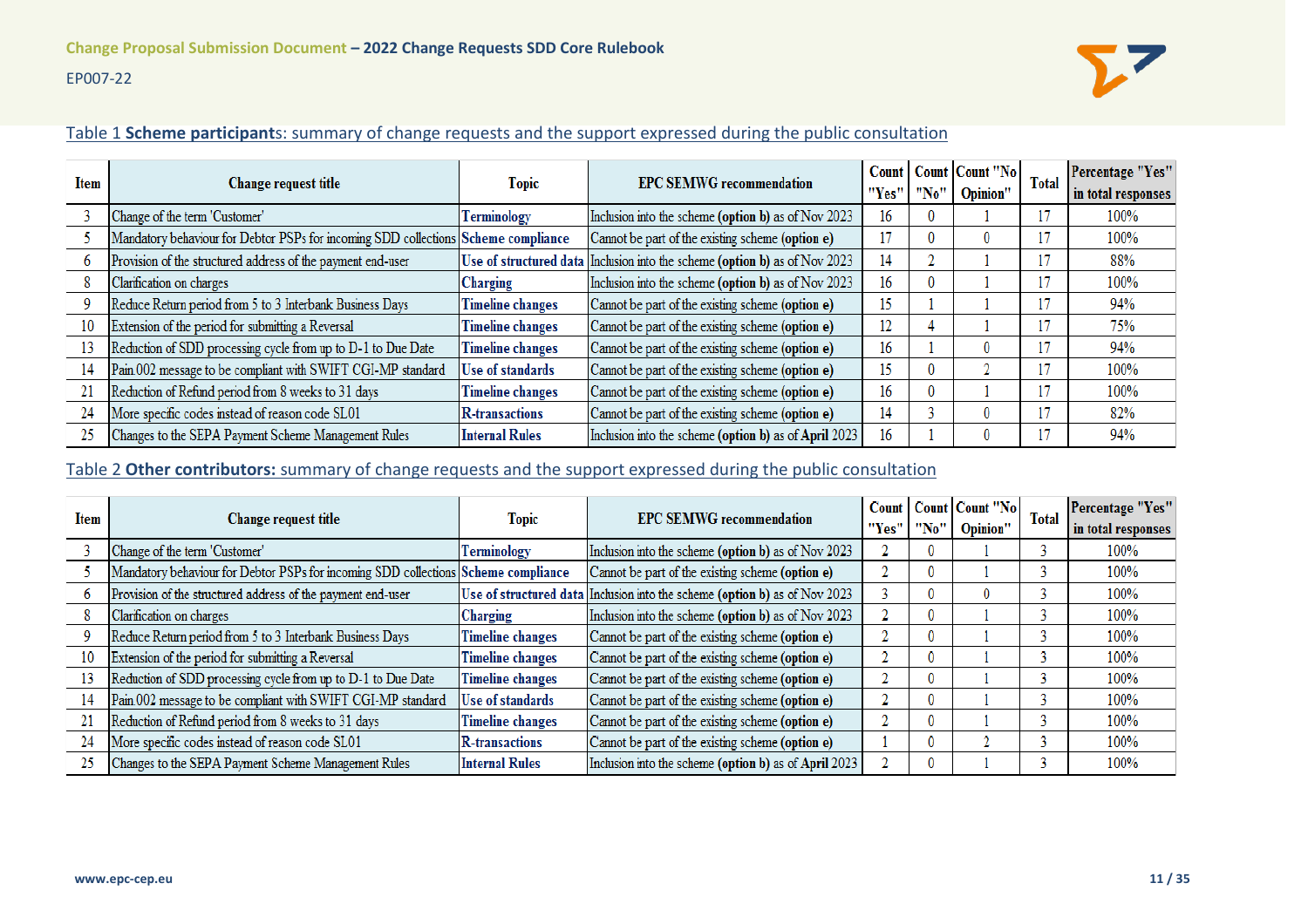Table 1 **Scheme participant**s: summary of change requests and the support expressed during the public consultation

| Item | Change request title | Topic | EPC SEMWG recommendation | Count "Yes" | Count "No" | Count "No Opinion" | Total | Percentage "Yes" in total responses |
|---|---|---|---|---|---|---|---|---|
| 3 | Change of the term 'Customer' | Terminology | Inclusion into the scheme **(option b)** as of Nov 2023 | 16 | 0 | 1 | 17 | 100% |
| 5 | Mandatory behaviour for Debtor PSPs for incoming SDD collections | Scheme compliance | Cannot be part of the existing scheme **(option e)** | 17 | 0 | 0 | 17 | 100% |
| 6 | Provision of the structured address of the payment end-user | Use of structured data | Inclusion into the scheme **(option b)** as of Nov 2023 | 14 | 2 | 1 | 17 | 88% |
| 8 | Clarification on charges | Charging | Inclusion into the scheme **(option b)** as of Nov 2023 | 16 | 0 | 1 | 17 | 100% |
| 9 | Reduce Return period from 5 to 3 Interbank Business Days | Timeline changes | Cannot be part of the existing scheme **(option e)** | 15 | 1 | 1 | 17 | 94% |
| 10 | Extension of the period for submitting a Reversal | Timeline changes | Cannot be part of the existing scheme **(option e)** | 12 | 4 | 1 | 17 | 75% |
| 13 | Reduction of SDD processing cycle from up to D-1 to Due Date | Timeline changes | Cannot be part of the existing scheme **(option e)** | 16 | 1 | 0 | 17 | 94% |
| 14 | Pain.002 message to be compliant with SWIFT CGI-MP standard | Use of standards | Cannot be part of the existing scheme **(option e)** | 15 | 0 | 2 | 17 | 100% |
| 21 | Reduction of Refund period from 8 weeks to 31 days | Timeline changes | Cannot be part of the existing scheme **(option e)** | 16 | 0 | 1 | 17 | 100% |
| 24 | More specific codes instead of reason code SL01 | R-transactions | Cannot be part of the existing scheme **(option e)** | 14 | 3 | 0 | 17 | 82% |
| 25 | Changes to the SEPA Payment Scheme Management Rules | Internal Rules | Inclusion into the scheme **(option b)** as of April 2023 | 16 | 1 | 0 | 17 | 94% |

Table 2 **Other contributors:** summary of change requests and the support expressed during the public consultation

| Item | Change request title | Topic | EPC SEMWG recommendation | Count "Yes" | Count "No" | Count "No Opinion" | Total | Percentage "Yes" in total responses |
|---|---|---|---|---|---|---|---|---|
| 3 | Change of the term 'Customer' | Terminology | Inclusion into the scheme **(option b)** as of Nov 2023 | 2 | 0 | 1 | 3 | 100% |
| 5 | Mandatory behaviour for Debtor PSPs for incoming SDD collections | Scheme compliance | Cannot be part of the existing scheme **(option e)** | 2 | 0 | 1 | 3 | 100% |
| 6 | Provision of the structured address of the payment end-user | Use of structured data | Inclusion into the scheme **(option b)** as of Nov 2023 | 3 | 0 | 0 | 3 | 100% |
| 8 | Clarification on charges | Charging | Inclusion into the scheme **(option b)** as of Nov 2023 | 2 | 0 | 1 | 3 | 100% |
| 9 | Reduce Return period from 5 to 3 Interbank Business Days | Timeline changes | Cannot be part of the existing scheme **(option e)** | 2 | 0 | 1 | 3 | 100% |
| 10 | Extension of the period for submitting a Reversal | Timeline changes | Cannot be part of the existing scheme **(option e)** | 2 | 0 | 1 | 3 | 100% |
| 13 | Reduction of SDD processing cycle from up to D-1 to Due Date | Timeline changes | Cannot be part of the existing scheme **(option e)** | 2 | 0 | 1 | 3 | 100% |
| 14 | Pain.002 message to be compliant with SWIFT CGI-MP standard | Use of standards | Cannot be part of the existing scheme **(option e)** | 2 | 0 | 1 | 3 | 100% |
| 21 | Reduction of Refund period from 8 weeks to 31 days | Timeline changes | Cannot be part of the existing scheme **(option e)** | 2 | 0 | 1 | 3 | 100% |
| 24 | More specific codes instead of reason code SL01 | R-transactions | Cannot be part of the existing scheme **(option e)** | 1 | 0 | 2 | 3 | 100% |
| 25 | Changes to the SEPA Payment Scheme Management Rules | Internal Rules | Inclusion into the scheme **(option b)** as of April 2023 | 2 | 0 | 1 | 3 | 100% |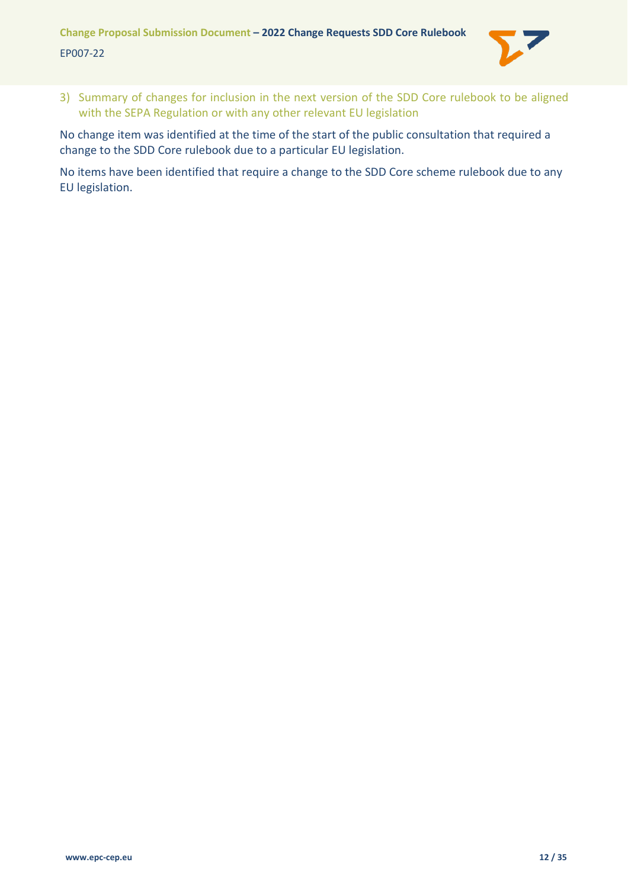### 3) Summary of changes for inclusion in the next version of the SDD Core rulebook to be aligned with the SEPA Regulation or with any other relevant EU legislation

No change item was identified at the time of the start of the public consultation that required a change to the SDD Core rulebook due to a particular EU legislation.

No items have been identified that require a change to the SDD Core scheme rulebook due to any EU legislation.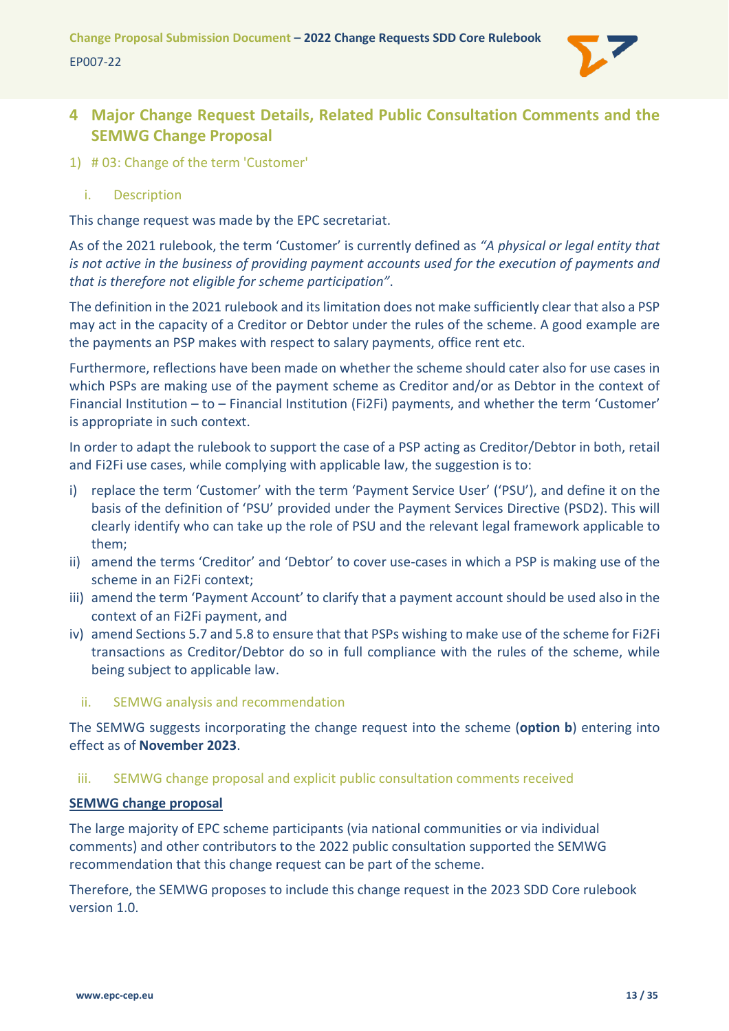# 4 Major Change Request Details, Related Public Consultation Comments and the SEMWG Change Proposal

## 1) # 03: Change of the term 'Customer'

### i. Description

This change request was made by the EPC secretariat.

As of the 2021 rulebook, the term 'Customer' is currently defined as *"A physical or legal entity that is not active in the business of providing payment accounts used for the execution of payments and that is therefore not eligible for scheme participation"*.

The definition in the 2021 rulebook and its limitation does not make sufficiently clear that also a PSP may act in the capacity of a Creditor or Debtor under the rules of the scheme. A good example are the payments an PSP makes with respect to salary payments, office rent etc.

Furthermore, reflections have been made on whether the scheme should cater also for use cases in which PSPs are making use of the payment scheme as Creditor and/or as Debtor in the context of Financial Institution – to – Financial Institution (Fi2Fi) payments, and whether the term 'Customer' is appropriate in such context.

In order to adapt the rulebook to support the case of a PSP acting as Creditor/Debtor in both, retail and Fi2Fi use cases, while complying with applicable law, the suggestion is to:

i) replace the term 'Customer' with the term 'Payment Service User' ('PSU'), and define it on the basis of the definition of 'PSU' provided under the Payment Services Directive (PSD2). This will clearly identify who can take up the role of PSU and the relevant legal framework applicable to them;
ii) amend the terms 'Creditor' and 'Debtor' to cover use-cases in which a PSP is making use of the scheme in an Fi2Fi context;
iii) amend the term 'Payment Account' to clarify that a payment account should be used also in the context of an Fi2Fi payment, and
iv) amend Sections 5.7 and 5.8 to ensure that that PSPs wishing to make use of the scheme for Fi2Fi transactions as Creditor/Debtor do so in full compliance with the rules of the scheme, while being subject to applicable law.

### ii. SEMWG analysis and recommendation

The SEMWG suggests incorporating the change request into the scheme (**option b**) entering into effect as of **November 2023**.

### iii. SEMWG change proposal and explicit public consultation comments received

**SEMWG change proposal**

The large majority of EPC scheme participants (via national communities or via individual comments) and other contributors to the 2022 public consultation supported the SEMWG recommendation that this change request can be part of the scheme.

Therefore, the SEMWG proposes to include this change request in the 2023 SDD Core rulebook version 1.0.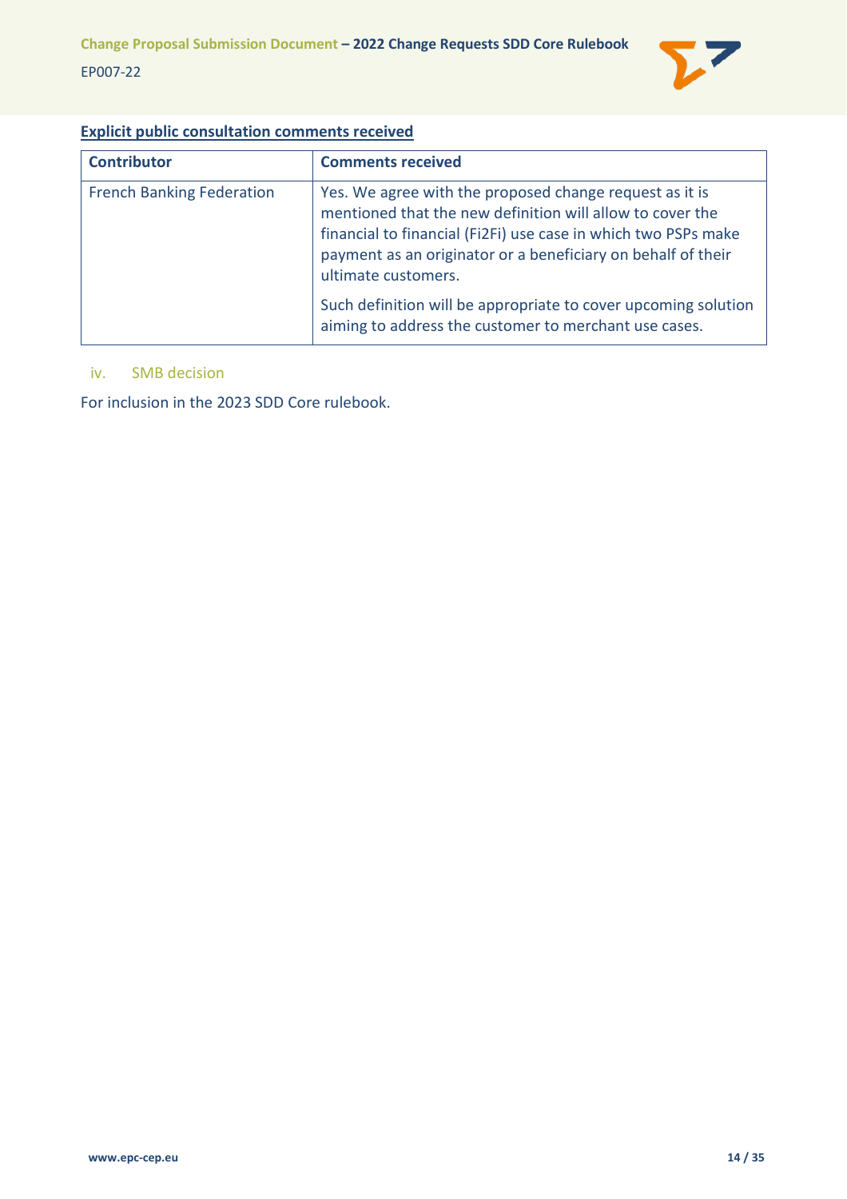**Explicit public consultation comments received**

| Contributor | Comments received |
|---|---|
| French Banking Federation | Yes. We agree with the proposed change request as it is mentioned that the new definition will allow to cover the financial to financial (Fi2Fi) use case in which two PSPs make payment as an originator or a beneficiary on behalf of their ultimate customers.<br><br>Such definition will be appropriate to cover upcoming solution aiming to address the customer to merchant use cases. |

### iv. SMB decision

For inclusion in the 2023 SDD Core rulebook.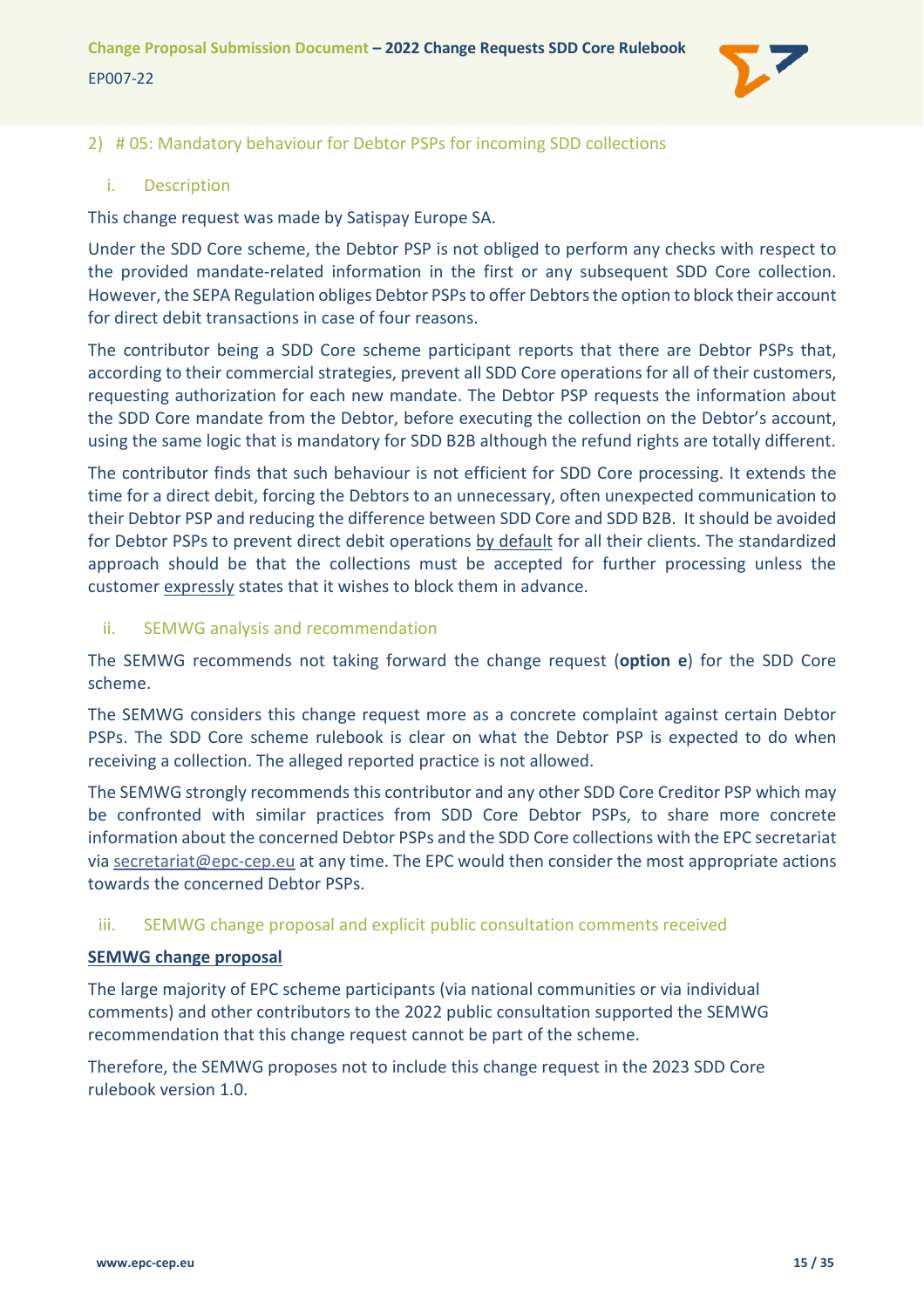## 2) # 05: Mandatory behaviour for Debtor PSPs for incoming SDD collections

### i. Description

This change request was made by Satispay Europe SA.

Under the SDD Core scheme, the Debtor PSP is not obliged to perform any checks with respect to the provided mandate-related information in the first or any subsequent SDD Core collection. However, the SEPA Regulation obliges Debtor PSPs to offer Debtors the option to block their account for direct debit transactions in case of four reasons.

The contributor being a SDD Core scheme participant reports that there are Debtor PSPs that, according to their commercial strategies, prevent all SDD Core operations for all of their customers, requesting authorization for each new mandate. The Debtor PSP requests the information about the SDD Core mandate from the Debtor, before executing the collection on the Debtor's account, using the same logic that is mandatory for SDD B2B although the refund rights are totally different.

The contributor finds that such behaviour is not efficient for SDD Core processing. It extends the time for a direct debit, forcing the Debtors to an unnecessary, often unexpected communication to their Debtor PSP and reducing the difference between SDD Core and SDD B2B. It should be avoided for Debtor PSPs to prevent direct debit operations by default for all their clients. The standardized approach should be that the collections must be accepted for further processing unless the customer expressly states that it wishes to block them in advance.

### ii. SEMWG analysis and recommendation

The SEMWG recommends not taking forward the change request (**option e**) for the SDD Core scheme.

The SEMWG considers this change request more as a concrete complaint against certain Debtor PSPs. The SDD Core scheme rulebook is clear on what the Debtor PSP is expected to do when receiving a collection. The alleged reported practice is not allowed.

The SEMWG strongly recommends this contributor and any other SDD Core Creditor PSP which may be confronted with similar practices from SDD Core Debtor PSPs, to share more concrete information about the concerned Debtor PSPs and the SDD Core collections with the EPC secretariat via secretariat@epc-cep.eu at any time. The EPC would then consider the most appropriate actions towards the concerned Debtor PSPs.

### iii. SEMWG change proposal and explicit public consultation comments received

**SEMWG change proposal**

The large majority of EPC scheme participants (via national communities or via individual comments) and other contributors to the 2022 public consultation supported the SEMWG recommendation that this change request cannot be part of the scheme.

Therefore, the SEMWG proposes not to include this change request in the 2023 SDD Core rulebook version 1.0.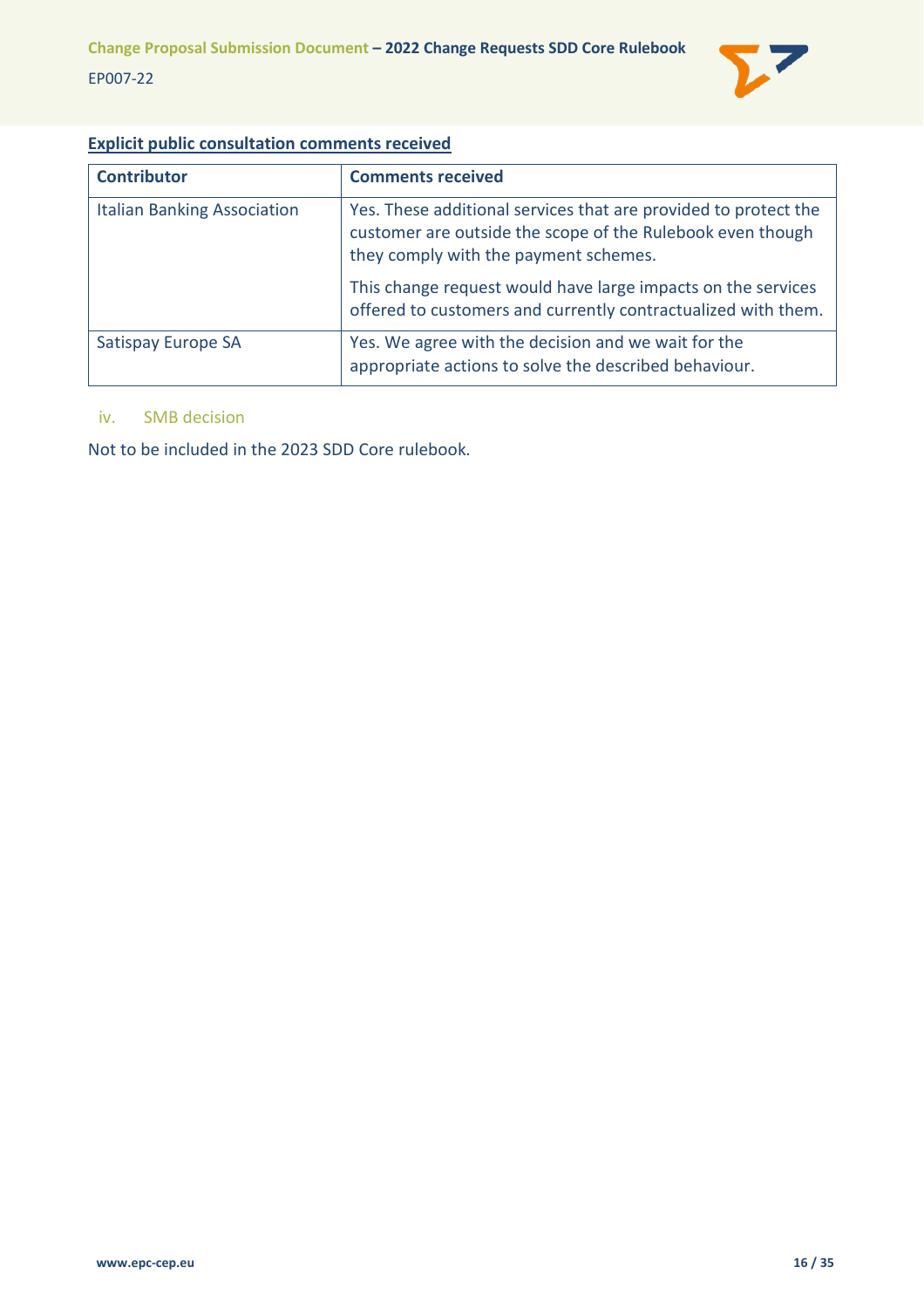**Explicit public consultation comments received**

| Contributor | Comments received |
| --- | --- |
| Italian Banking Association | Yes. These additional services that are provided to protect the customer are outside the scope of the Rulebook even though they comply with the payment schemes.<br><br>This change request would have large impacts on the services offered to customers and currently contractualized with them. |
| Satispay Europe SA | Yes. We agree with the decision and we wait for the appropriate actions to solve the described behaviour. |

iv. SMB decision

Not to be included in the 2023 SDD Core rulebook.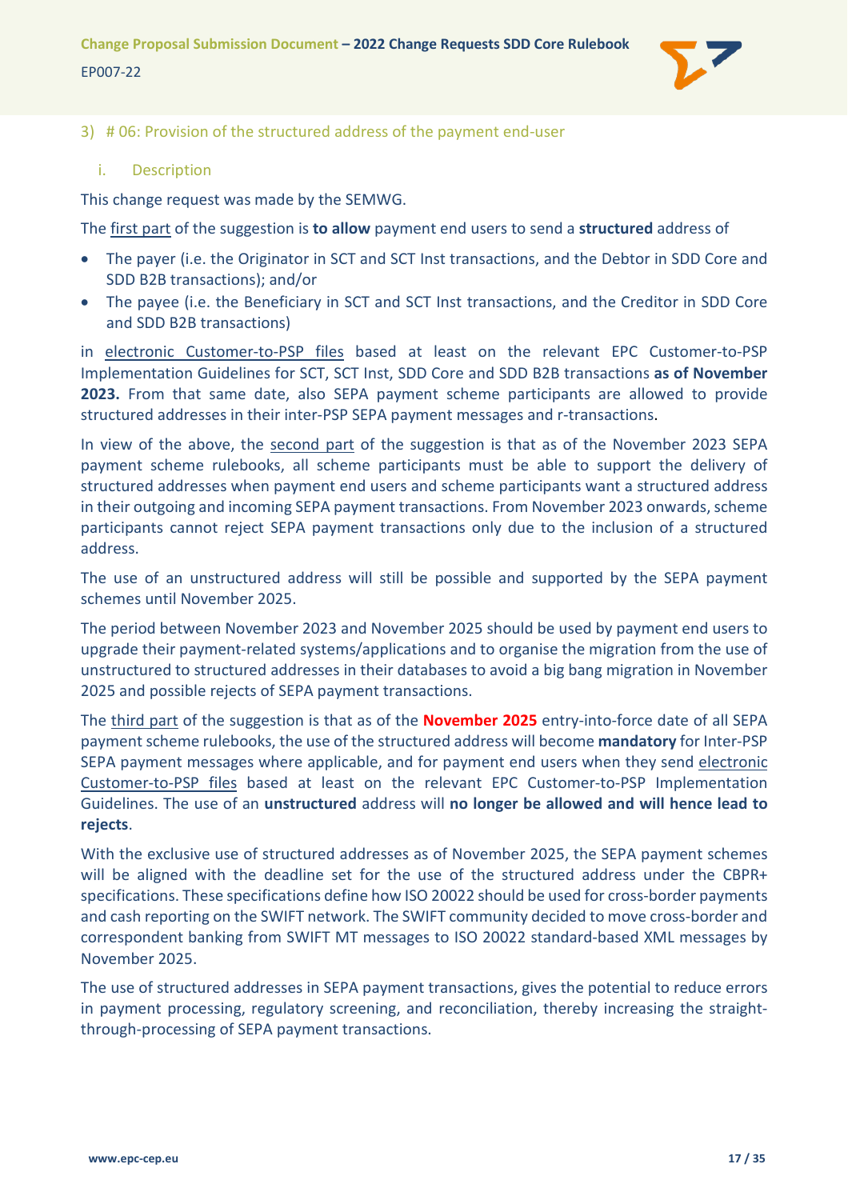### 3) # 06: Provision of the structured address of the payment end-user

#### i. Description

This change request was made by the SEMWG.

The first part of the suggestion is **to allow** payment end users to send a **structured** address of

- The payer (i.e. the Originator in SCT and SCT Inst transactions, and the Debtor in SDD Core and SDD B2B transactions); and/or
- The payee (i.e. the Beneficiary in SCT and SCT Inst transactions, and the Creditor in SDD Core and SDD B2B transactions)

in electronic Customer-to-PSP files based at least on the relevant EPC Customer-to-PSP Implementation Guidelines for SCT, SCT Inst, SDD Core and SDD B2B transactions **as of November 2023.** From that same date, also SEPA payment scheme participants are allowed to provide structured addresses in their inter-PSP SEPA payment messages and r-transactions.

In view of the above, the second part of the suggestion is that as of the November 2023 SEPA payment scheme rulebooks, all scheme participants must be able to support the delivery of structured addresses when payment end users and scheme participants want a structured address in their outgoing and incoming SEPA payment transactions. From November 2023 onwards, scheme participants cannot reject SEPA payment transactions only due to the inclusion of a structured address.

The use of an unstructured address will still be possible and supported by the SEPA payment schemes until November 2025.

The period between November 2023 and November 2025 should be used by payment end users to upgrade their payment-related systems/applications and to organise the migration from the use of unstructured to structured addresses in their databases to avoid a big bang migration in November 2025 and possible rejects of SEPA payment transactions.

The third part of the suggestion is that as of the **November 2025** entry-into-force date of all SEPA payment scheme rulebooks, the use of the structured address will become **mandatory** for Inter-PSP SEPA payment messages where applicable, and for payment end users when they send electronic Customer-to-PSP files based at least on the relevant EPC Customer-to-PSP Implementation Guidelines. The use of an **unstructured** address will **no longer be allowed and will hence lead to rejects**.

With the exclusive use of structured addresses as of November 2025, the SEPA payment schemes will be aligned with the deadline set for the use of the structured address under the CBPR+ specifications. These specifications define how ISO 20022 should be used for cross-border payments and cash reporting on the SWIFT network. The SWIFT community decided to move cross-border and correspondent banking from SWIFT MT messages to ISO 20022 standard-based XML messages by November 2025.

The use of structured addresses in SEPA payment transactions, gives the potential to reduce errors in payment processing, regulatory screening, and reconciliation, thereby increasing the straight-through-processing of SEPA payment transactions.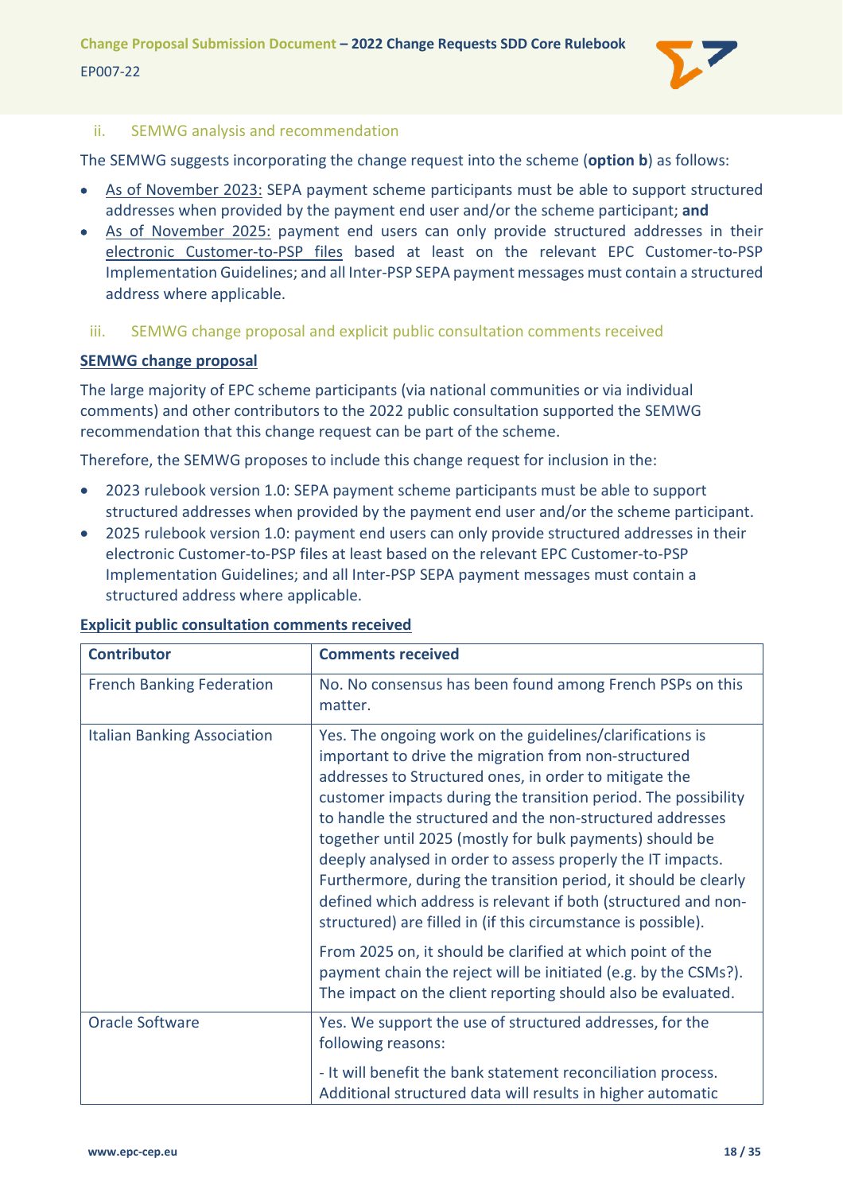### ii. SEMWG analysis and recommendation

The SEMWG suggests incorporating the change request into the scheme (**option b**) as follows:

- As of November 2023: SEPA payment scheme participants must be able to support structured addresses when provided by the payment end user and/or the scheme participant; **and**
- As of November 2025: payment end users can only provide structured addresses in their electronic Customer-to-PSP files based at least on the relevant EPC Customer-to-PSP Implementation Guidelines; and all Inter-PSP SEPA payment messages must contain a structured address where applicable.

### iii. SEMWG change proposal and explicit public consultation comments received

**SEMWG change proposal**

The large majority of EPC scheme participants (via national communities or via individual comments) and other contributors to the 2022 public consultation supported the SEMWG recommendation that this change request can be part of the scheme.

Therefore, the SEMWG proposes to include this change request for inclusion in the:

- 2023 rulebook version 1.0: SEPA payment scheme participants must be able to support structured addresses when provided by the payment end user and/or the scheme participant.
- 2025 rulebook version 1.0: payment end users can only provide structured addresses in their electronic Customer-to-PSP files at least based on the relevant EPC Customer-to-PSP Implementation Guidelines; and all Inter-PSP SEPA payment messages must contain a structured address where applicable.

**Explicit public consultation comments received**

| Contributor | Comments received |
|---|---|
| French Banking Federation | No. No consensus has been found among French PSPs on this matter. |
| Italian Banking Association | Yes. The ongoing work on the guidelines/clarifications is important to drive the migration from non-structured addresses to Structured ones, in order to mitigate the customer impacts during the transition period. The possibility to handle the structured and the non-structured addresses together until 2025 (mostly for bulk payments) should be deeply analysed in order to assess properly the IT impacts. Furthermore, during the transition period, it should be clearly defined which address is relevant if both (structured and non-structured) are filled in (if this circumstance is possible).<br><br>From 2025 on, it should be clarified at which point of the payment chain the reject will be initiated (e.g. by the CSMs?). The impact on the client reporting should also be evaluated. |
| Oracle Software | Yes. We support the use of structured addresses, for the following reasons:<br><br>- It will benefit the bank statement reconciliation process. Additional structured data will results in higher automatic |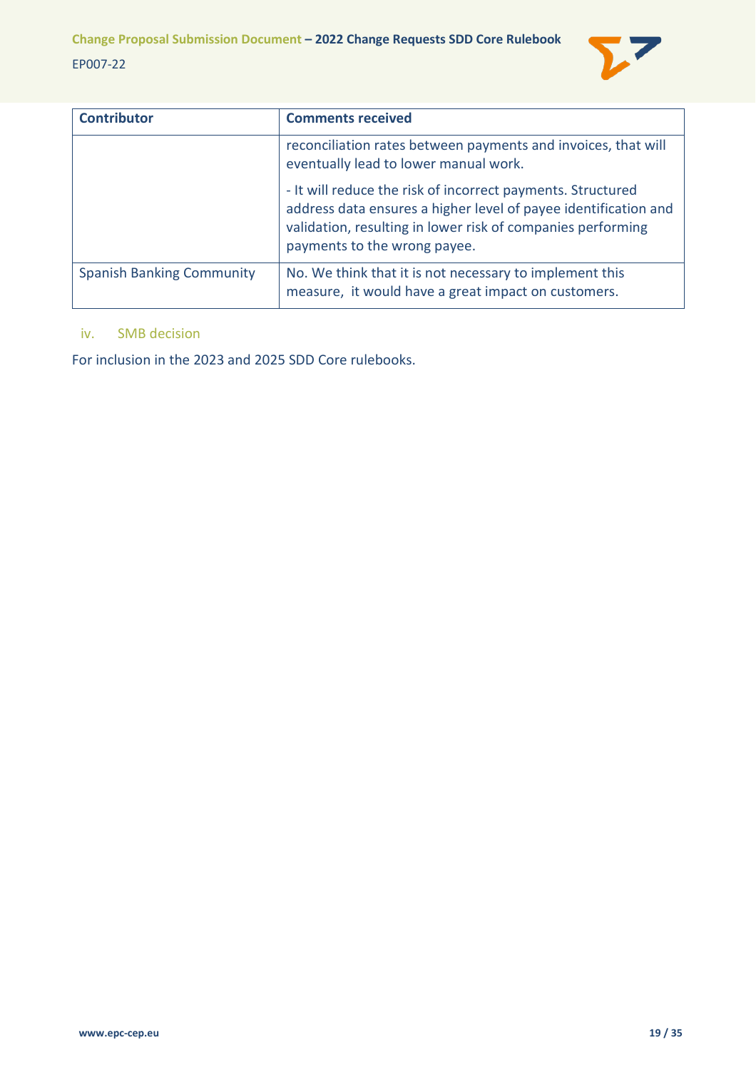| Contributor | Comments received |
|---|---|
| | reconciliation rates between payments and invoices, that will eventually lead to lower manual work.<br><br>- It will reduce the risk of incorrect payments. Structured address data ensures a higher level of payee identification and validation, resulting in lower risk of companies performing payments to the wrong payee. |
| Spanish Banking Community | No. We think that it is not necessary to implement this measure, it would have a great impact on customers. |

### iv. SMB decision

For inclusion in the 2023 and 2025 SDD Core rulebooks.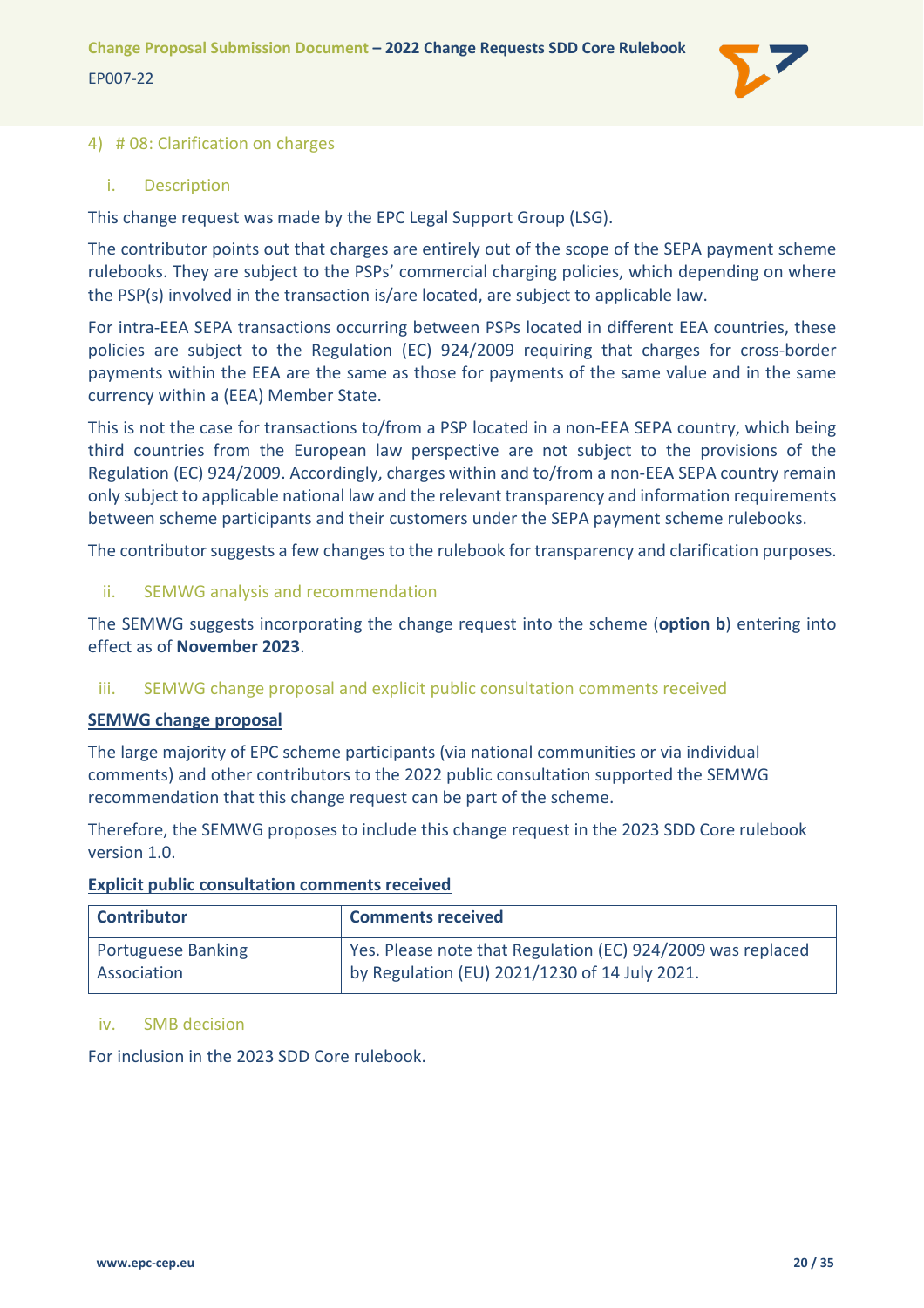## 4) # 08: Clarification on charges

### i. Description

This change request was made by the EPC Legal Support Group (LSG).

The contributor points out that charges are entirely out of the scope of the SEPA payment scheme rulebooks. They are subject to the PSPs' commercial charging policies, which depending on where the PSP(s) involved in the transaction is/are located, are subject to applicable law.

For intra-EEA SEPA transactions occurring between PSPs located in different EEA countries, these policies are subject to the Regulation (EC) 924/2009 requiring that charges for cross-border payments within the EEA are the same as those for payments of the same value and in the same currency within a (EEA) Member State.

This is not the case for transactions to/from a PSP located in a non-EEA SEPA country, which being third countries from the European law perspective are not subject to the provisions of the Regulation (EC) 924/2009. Accordingly, charges within and to/from a non-EEA SEPA country remain only subject to applicable national law and the relevant transparency and information requirements between scheme participants and their customers under the SEPA payment scheme rulebooks.

The contributor suggests a few changes to the rulebook for transparency and clarification purposes.

### ii. SEMWG analysis and recommendation

The SEMWG suggests incorporating the change request into the scheme (**option b**) entering into effect as of **November 2023**.

### iii. SEMWG change proposal and explicit public consultation comments received

**SEMWG change proposal**

The large majority of EPC scheme participants (via national communities or via individual comments) and other contributors to the 2022 public consultation supported the SEMWG recommendation that this change request can be part of the scheme.

Therefore, the SEMWG proposes to include this change request in the 2023 SDD Core rulebook version 1.0.

**Explicit public consultation comments received**

| Contributor | Comments received |
|---|---|
| Portuguese Banking Association | Yes. Please note that Regulation (EC) 924/2009 was replaced by Regulation (EU) 2021/1230 of 14 July 2021. |

### iv. SMB decision

For inclusion in the 2023 SDD Core rulebook.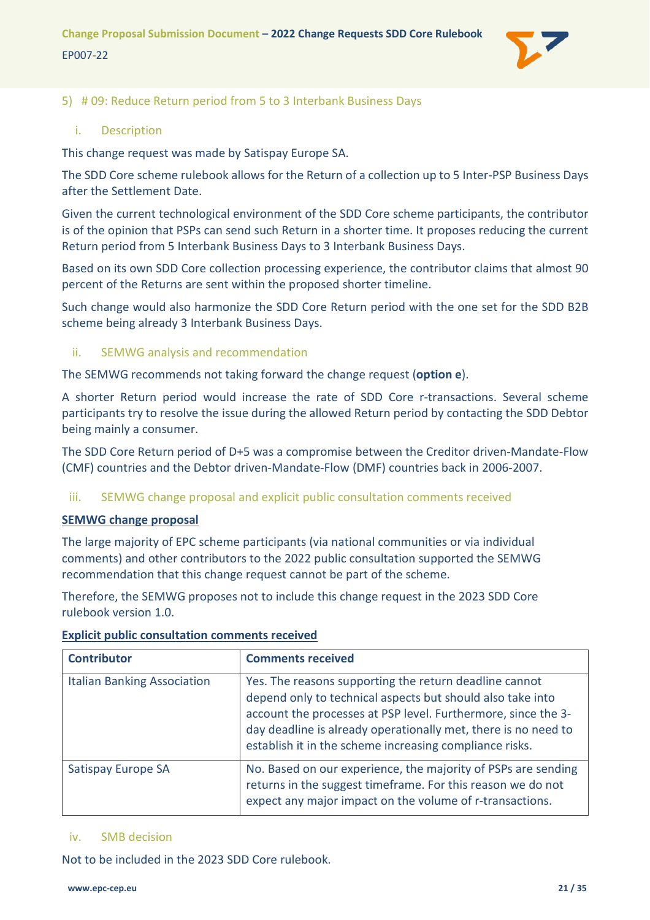## 5) # 09: Reduce Return period from 5 to 3 Interbank Business Days

### i. Description

This change request was made by Satispay Europe SA.

The SDD Core scheme rulebook allows for the Return of a collection up to 5 Inter-PSP Business Days after the Settlement Date.

Given the current technological environment of the SDD Core scheme participants, the contributor is of the opinion that PSPs can send such Return in a shorter time. It proposes reducing the current Return period from 5 Interbank Business Days to 3 Interbank Business Days.

Based on its own SDD Core collection processing experience, the contributor claims that almost 90 percent of the Returns are sent within the proposed shorter timeline.

Such change would also harmonize the SDD Core Return period with the one set for the SDD B2B scheme being already 3 Interbank Business Days.

### ii. SEMWG analysis and recommendation

The SEMWG recommends not taking forward the change request (**option e**).

A shorter Return period would increase the rate of SDD Core r-transactions. Several scheme participants try to resolve the issue during the allowed Return period by contacting the SDD Debtor being mainly a consumer.

The SDD Core Return period of D+5 was a compromise between the Creditor driven-Mandate-Flow (CMF) countries and the Debtor driven-Mandate-Flow (DMF) countries back in 2006-2007.

### iii. SEMWG change proposal and explicit public consultation comments received

**SEMWG change proposal**

The large majority of EPC scheme participants (via national communities or via individual comments) and other contributors to the 2022 public consultation supported the SEMWG recommendation that this change request cannot be part of the scheme.

Therefore, the SEMWG proposes not to include this change request in the 2023 SDD Core rulebook version 1.0.

**Explicit public consultation comments received**

| Contributor | Comments received |
| --- | --- |
| Italian Banking Association | Yes. The reasons supporting the return deadline cannot depend only to technical aspects but should also take into account the processes at PSP level. Furthermore, since the 3-day deadline is already operationally met, there is no need to establish it in the scheme increasing compliance risks. |
| Satispay Europe SA | No. Based on our experience, the majority of PSPs are sending returns in the suggest timeframe. For this reason we do not expect any major impact on the volume of r-transactions. |

### iv. SMB decision

Not to be included in the 2023 SDD Core rulebook.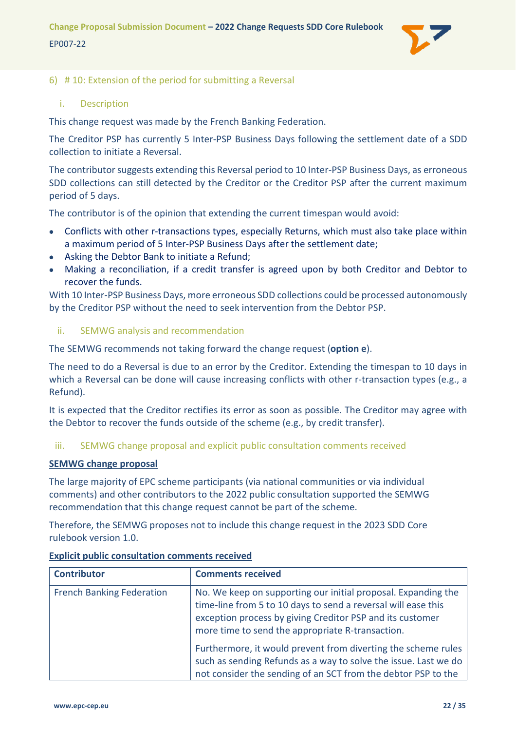## 6) # 10: Extension of the period for submitting a Reversal

### i. Description

This change request was made by the French Banking Federation.

The Creditor PSP has currently 5 Inter-PSP Business Days following the settlement date of a SDD collection to initiate a Reversal.

The contributor suggests extending this Reversal period to 10 Inter-PSP Business Days, as erroneous SDD collections can still detected by the Creditor or the Creditor PSP after the current maximum period of 5 days.

The contributor is of the opinion that extending the current timespan would avoid:

- Conflicts with other r-transactions types, especially Returns, which must also take place within a maximum period of 5 Inter-PSP Business Days after the settlement date;
- Asking the Debtor Bank to initiate a Refund;
- Making a reconciliation, if a credit transfer is agreed upon by both Creditor and Debtor to recover the funds.

With 10 Inter-PSP Business Days, more erroneous SDD collections could be processed autonomously by the Creditor PSP without the need to seek intervention from the Debtor PSP.

### ii. SEMWG analysis and recommendation

The SEMWG recommends not taking forward the change request (**option e**).

The need to do a Reversal is due to an error by the Creditor. Extending the timespan to 10 days in which a Reversal can be done will cause increasing conflicts with other r-transaction types (e.g., a Refund).

It is expected that the Creditor rectifies its error as soon as possible. The Creditor may agree with the Debtor to recover the funds outside of the scheme (e.g., by credit transfer).

### iii. SEMWG change proposal and explicit public consultation comments received

**SEMWG change proposal**

The large majority of EPC scheme participants (via national communities or via individual comments) and other contributors to the 2022 public consultation supported the SEMWG recommendation that this change request cannot be part of the scheme.

Therefore, the SEMWG proposes not to include this change request in the 2023 SDD Core rulebook version 1.0.

**Explicit public consultation comments received**

| Contributor | Comments received |
| --- | --- |
| French Banking Federation | No. We keep on supporting our initial proposal. Expanding the time-line from 5 to 10 days to send a reversal will ease this exception process by giving Creditor PSP and its customer more time to send the appropriate R-transaction.<br><br>Furthermore, it would prevent from diverting the scheme rules such as sending Refunds as a way to solve the issue. Last we do not consider the sending of an SCT from the debtor PSP to the |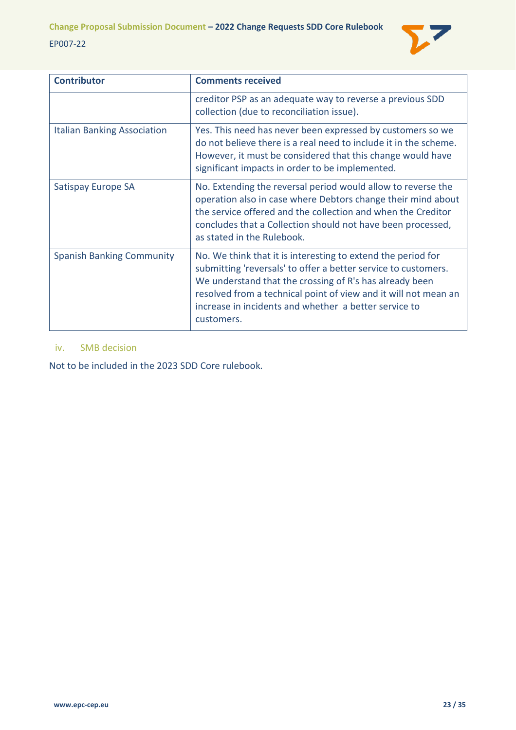| Contributor | Comments received |
|---|---|
| | creditor PSP as an adequate way to reverse a previous SDD collection (due to reconciliation issue). |
| Italian Banking Association | Yes. This need has never been expressed by customers so we do not believe there is a real need to include it in the scheme. However, it must be considered that this change would have significant impacts in order to be implemented. |
| Satispay Europe SA | No. Extending the reversal period would allow to reverse the operation also in case where Debtors change their mind about the service offered and the collection and when the Creditor concludes that a Collection should not have been processed, as stated in the Rulebook. |
| Spanish Banking Community | No. We think that it is interesting to extend the period for submitting 'reversals' to offer a better service to customers. We understand that the crossing of R's has already been resolved from a technical point of view and it will not mean an increase in incidents and whether a better service to customers. |

### iv. SMB decision

Not to be included in the 2023 SDD Core rulebook.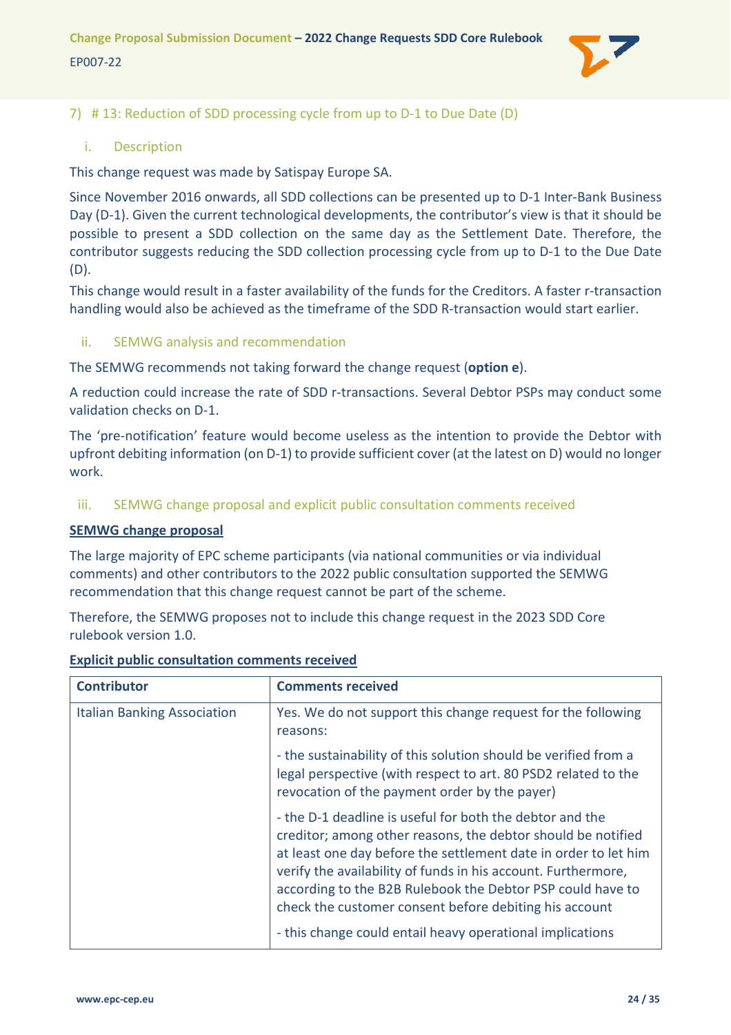## 7) # 13: Reduction of SDD processing cycle from up to D-1 to Due Date (D)

### i. Description

This change request was made by Satispay Europe SA.

Since November 2016 onwards, all SDD collections can be presented up to D-1 Inter-Bank Business Day (D-1). Given the current technological developments, the contributor's view is that it should be possible to present a SDD collection on the same day as the Settlement Date. Therefore, the contributor suggests reducing the SDD collection processing cycle from up to D-1 to the Due Date (D).

This change would result in a faster availability of the funds for the Creditors. A faster r-transaction handling would also be achieved as the timeframe of the SDD R-transaction would start earlier.

### ii. SEMWG analysis and recommendation

The SEMWG recommends not taking forward the change request (**option e**).

A reduction could increase the rate of SDD r-transactions. Several Debtor PSPs may conduct some validation checks on D-1.

The 'pre-notification' feature would become useless as the intention to provide the Debtor with upfront debiting information (on D-1) to provide sufficient cover (at the latest on D) would no longer work.

### iii. SEMWG change proposal and explicit public consultation comments received

**SEMWG change proposal**

The large majority of EPC scheme participants (via national communities or via individual comments) and other contributors to the 2022 public consultation supported the SEMWG recommendation that this change request cannot be part of the scheme.

Therefore, the SEMWG proposes not to include this change request in the 2023 SDD Core rulebook version 1.0.

**Explicit public consultation comments received**

| Contributor | Comments received |
|---|---|
| Italian Banking Association | Yes. We do not support this change request for the following reasons:<br><br>- the sustainability of this solution should be verified from a legal perspective (with respect to art. 80 PSD2 related to the revocation of the payment order by the payer)<br><br>- the D-1 deadline is useful for both the debtor and the creditor; among other reasons, the debtor should be notified at least one day before the settlement date in order to let him verify the availability of funds in his account. Furthermore, according to the B2B Rulebook the Debtor PSP could have to check the customer consent before debiting his account<br><br>- this change could entail heavy operational implications |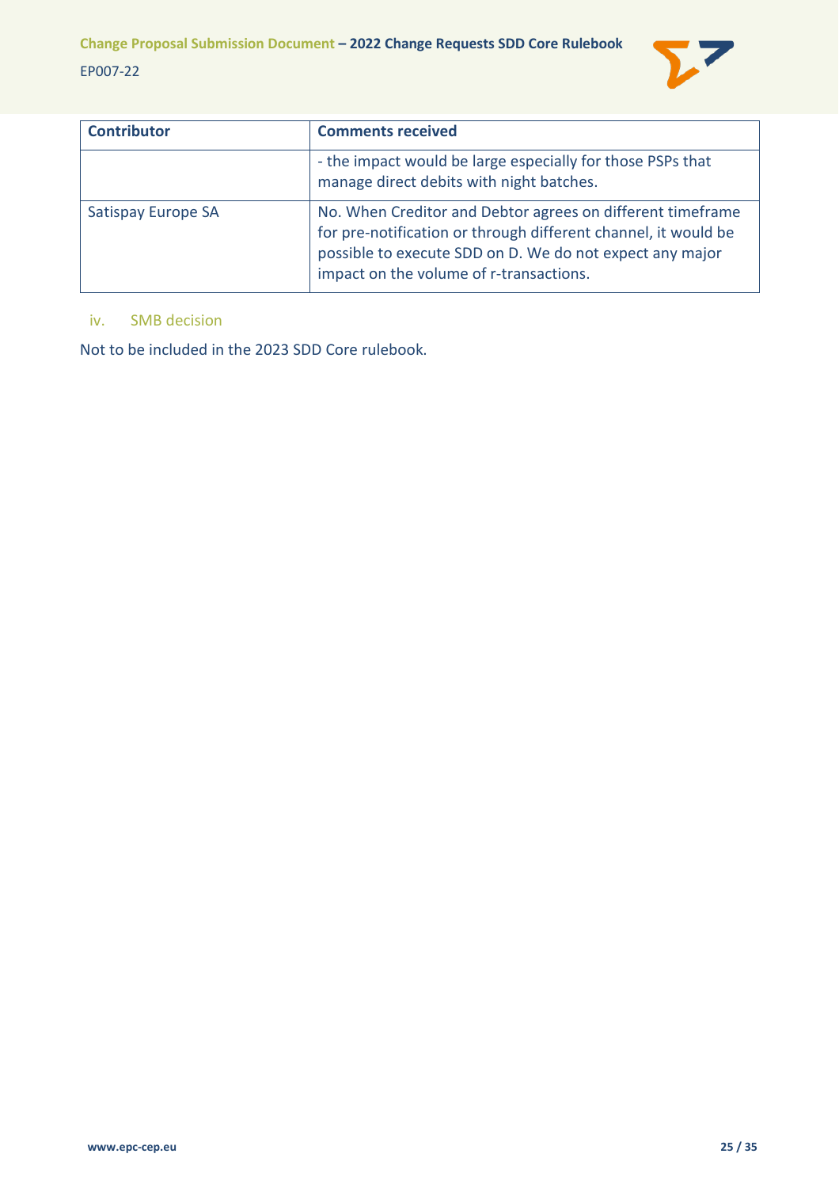| Contributor | Comments received |
| --- | --- |
| | - the impact would be large especially for those PSPs that manage direct debits with night batches. |
| Satispay Europe SA | No. When Creditor and Debtor agrees on different timeframe for pre-notification or through different channel, it would be possible to execute SDD on D. We do not expect any major impact on the volume of r-transactions. |

### iv. SMB decision

Not to be included in the 2023 SDD Core rulebook.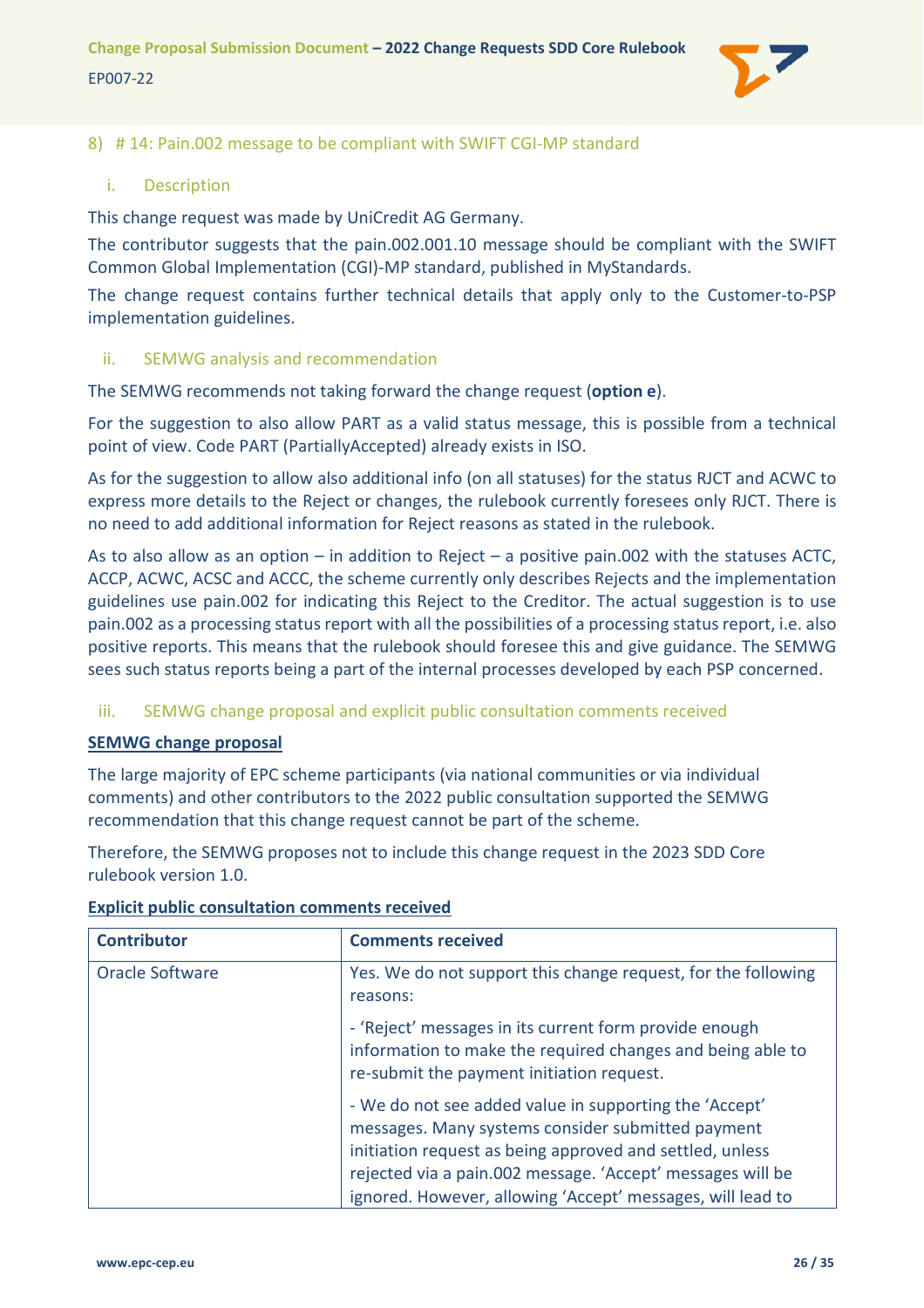## 8) # 14: Pain.002 message to be compliant with SWIFT CGI-MP standard

### i. Description

This change request was made by UniCredit AG Germany.

The contributor suggests that the pain.002.001.10 message should be compliant with the SWIFT Common Global Implementation (CGI)-MP standard, published in MyStandards.

The change request contains further technical details that apply only to the Customer-to-PSP implementation guidelines.

### ii. SEMWG analysis and recommendation

The SEMWG recommends not taking forward the change request (**option e**).

For the suggestion to also allow PART as a valid status message, this is possible from a technical point of view. Code PART (PartiallyAccepted) already exists in ISO.

As for the suggestion to allow also additional info (on all statuses) for the status RJCT and ACWC to express more details to the Reject or changes, the rulebook currently foresees only RJCT. There is no need to add additional information for Reject reasons as stated in the rulebook.

As to also allow as an option – in addition to Reject – a positive pain.002 with the statuses ACTC, ACCP, ACWC, ACSC and ACCC, the scheme currently only describes Rejects and the implementation guidelines use pain.002 for indicating this Reject to the Creditor. The actual suggestion is to use pain.002 as a processing status report with all the possibilities of a processing status report, i.e. also positive reports. This means that the rulebook should foresee this and give guidance. The SEMWG sees such status reports being a part of the internal processes developed by each PSP concerned.

### iii. SEMWG change proposal and explicit public consultation comments received

**SEMWG change proposal**

The large majority of EPC scheme participants (via national communities or via individual comments) and other contributors to the 2022 public consultation supported the SEMWG recommendation that this change request cannot be part of the scheme.

Therefore, the SEMWG proposes not to include this change request in the 2023 SDD Core rulebook version 1.0.

**Explicit public consultation comments received**

| Contributor | Comments received |
|---|---|
| Oracle Software | Yes. We do not support this change request, for the following reasons:<br><br>- 'Reject' messages in its current form provide enough information to make the required changes and being able to re-submit the payment initiation request.<br><br>- We do not see added value in supporting the 'Accept' messages. Many systems consider submitted payment initiation request as being approved and settled, unless rejected via a pain.002 message. 'Accept' messages will be ignored. However, allowing 'Accept' messages, will lead to |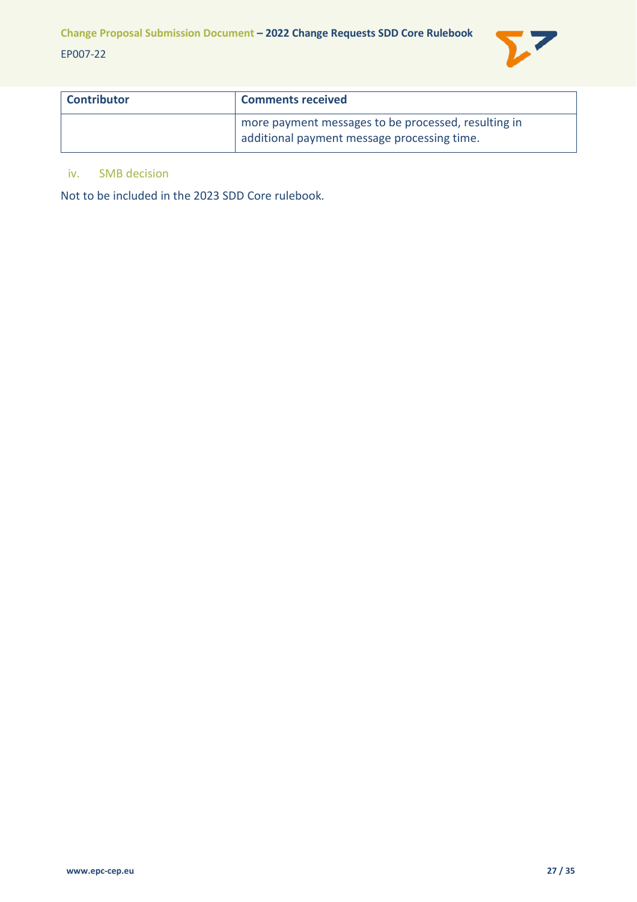| Contributor | Comments received |
| --- | --- |
| | more payment messages to be processed, resulting in additional payment message processing time. |

#### iv. SMB decision

Not to be included in the 2023 SDD Core rulebook.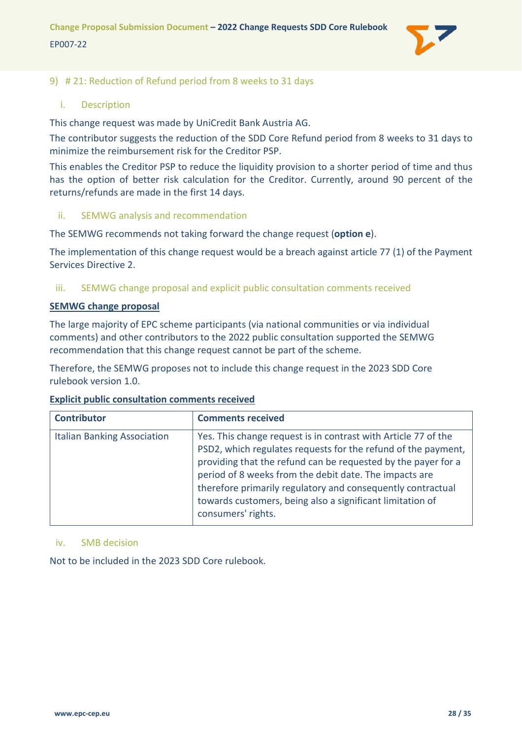## 9) # 21: Reduction of Refund period from 8 weeks to 31 days

### i. Description

This change request was made by UniCredit Bank Austria AG.

The contributor suggests the reduction of the SDD Core Refund period from 8 weeks to 31 days to minimize the reimbursement risk for the Creditor PSP.

This enables the Creditor PSP to reduce the liquidity provision to a shorter period of time and thus has the option of better risk calculation for the Creditor. Currently, around 90 percent of the returns/refunds are made in the first 14 days.

### ii. SEMWG analysis and recommendation

The SEMWG recommends not taking forward the change request (**option e**).

The implementation of this change request would be a breach against article 77 (1) of the Payment Services Directive 2.

### iii. SEMWG change proposal and explicit public consultation comments received

**SEMWG change proposal**

The large majority of EPC scheme participants (via national communities or via individual comments) and other contributors to the 2022 public consultation supported the SEMWG recommendation that this change request cannot be part of the scheme.

Therefore, the SEMWG proposes not to include this change request in the 2023 SDD Core rulebook version 1.0.

**Explicit public consultation comments received**

| Contributor | Comments received |
| --- | --- |
| Italian Banking Association | Yes. This change request is in contrast with Article 77 of the PSD2, which regulates requests for the refund of the payment, providing that the refund can be requested by the payer for a period of 8 weeks from the debit date. The impacts are therefore primarily regulatory and consequently contractual towards customers, being also a significant limitation of consumers' rights. |

### iv. SMB decision

Not to be included in the 2023 SDD Core rulebook.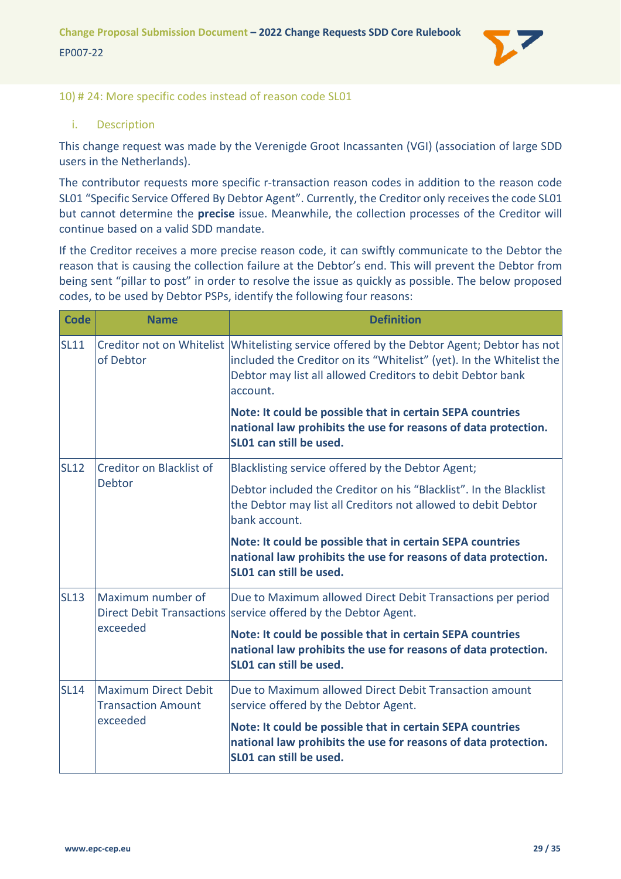### 10) # 24: More specific codes instead of reason code SL01

#### i. Description

This change request was made by the Verenigde Groot Incassanten (VGI) (association of large SDD users in the Netherlands).

The contributor requests more specific r-transaction reason codes in addition to the reason code SL01 "Specific Service Offered By Debtor Agent". Currently, the Creditor only receives the code SL01 but cannot determine the **precise** issue. Meanwhile, the collection processes of the Creditor will continue based on a valid SDD mandate.

If the Creditor receives a more precise reason code, it can swiftly communicate to the Debtor the reason that is causing the collection failure at the Debtor's end. This will prevent the Debtor from being sent "pillar to post" in order to resolve the issue as quickly as possible. The below proposed codes, to be used by Debtor PSPs, identify the following four reasons:

| Code | Name | Definition |
|---|---|---|
| SL11 | Creditor not on Whitelist of Debtor | Whitelisting service offered by the Debtor Agent; Debtor has not included the Creditor on its "Whitelist" (yet). In the Whitelist the Debtor may list all allowed Creditors to debit Debtor bank account.<br><br>**Note: It could be possible that in certain SEPA countries national law prohibits the use for reasons of data protection. SL01 can still be used.** |
| SL12 | Creditor on Blacklist of Debtor | Blacklisting service offered by the Debtor Agent;<br><br>Debtor included the Creditor on his "Blacklist". In the Blacklist the Debtor may list all Creditors not allowed to debit Debtor bank account.<br><br>**Note: It could be possible that in certain SEPA countries national law prohibits the use for reasons of data protection. SL01 can still be used.** |
| SL13 | Maximum number of Direct Debit Transactions exceeded | Due to Maximum allowed Direct Debit Transactions per period service offered by the Debtor Agent.<br><br>**Note: It could be possible that in certain SEPA countries national law prohibits the use for reasons of data protection. SL01 can still be used.** |
| SL14 | Maximum Direct Debit Transaction Amount exceeded | Due to Maximum allowed Direct Debit Transaction amount service offered by the Debtor Agent.<br><br>**Note: It could be possible that in certain SEPA countries national law prohibits the use for reasons of data protection. SL01 can still be used.** |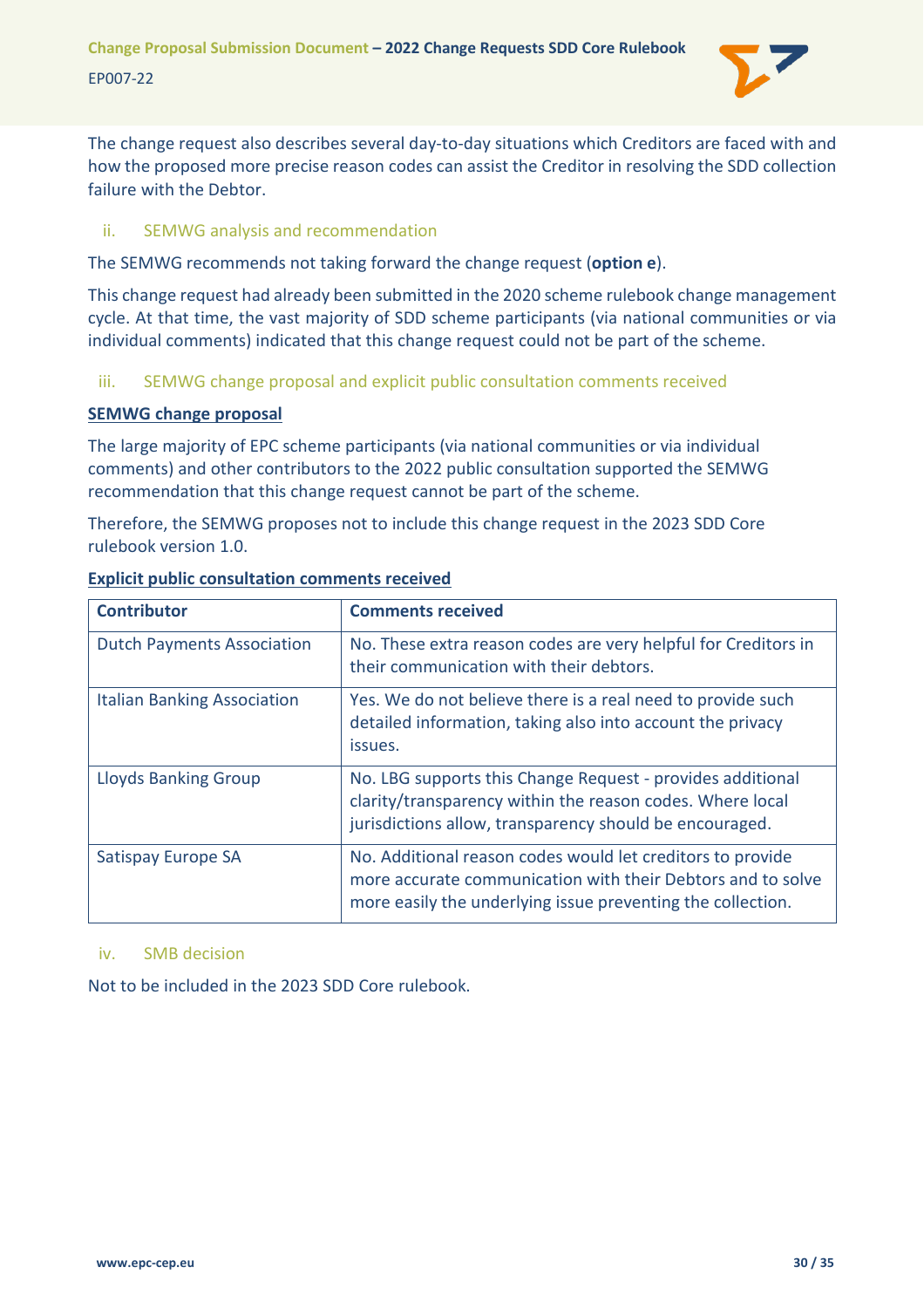The change request also describes several day-to-day situations which Creditors are faced with and how the proposed more precise reason codes can assist the Creditor in resolving the SDD collection failure with the Debtor.

#### ii. SEMWG analysis and recommendation

The SEMWG recommends not taking forward the change request (**option e**).

This change request had already been submitted in the 2020 scheme rulebook change management cycle. At that time, the vast majority of SDD scheme participants (via national communities or via individual comments) indicated that this change request could not be part of the scheme.

#### iii. SEMWG change proposal and explicit public consultation comments received

**SEMWG change proposal**

The large majority of EPC scheme participants (via national communities or via individual comments) and other contributors to the 2022 public consultation supported the SEMWG recommendation that this change request cannot be part of the scheme.

Therefore, the SEMWG proposes not to include this change request in the 2023 SDD Core rulebook version 1.0.

**Explicit public consultation comments received**

| Contributor | Comments received |
| --- | --- |
| Dutch Payments Association | No. These extra reason codes are very helpful for Creditors in their communication with their debtors. |
| Italian Banking Association | Yes. We do not believe there is a real need to provide such detailed information, taking also into account the privacy issues. |
| Lloyds Banking Group | No. LBG supports this Change Request - provides additional clarity/transparency within the reason codes. Where local jurisdictions allow, transparency should be encouraged. |
| Satispay Europe SA | No. Additional reason codes would let creditors to provide more accurate communication with their Debtors and to solve more easily the underlying issue preventing the collection. |

#### iv. SMB decision

Not to be included in the 2023 SDD Core rulebook.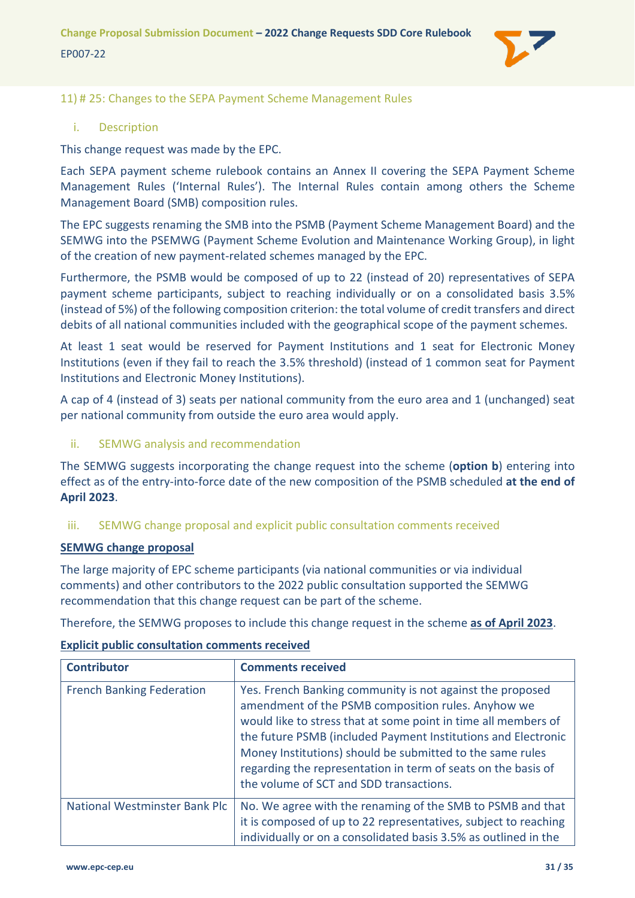### 11) # 25: Changes to the SEPA Payment Scheme Management Rules

#### i. Description

This change request was made by the EPC.

Each SEPA payment scheme rulebook contains an Annex II covering the SEPA Payment Scheme Management Rules ('Internal Rules'). The Internal Rules contain among others the Scheme Management Board (SMB) composition rules.

The EPC suggests renaming the SMB into the PSMB (Payment Scheme Management Board) and the SEMWG into the PSEMWG (Payment Scheme Evolution and Maintenance Working Group), in light of the creation of new payment-related schemes managed by the EPC.

Furthermore, the PSMB would be composed of up to 22 (instead of 20) representatives of SEPA payment scheme participants, subject to reaching individually or on a consolidated basis 3.5% (instead of 5%) of the following composition criterion: the total volume of credit transfers and direct debits of all national communities included with the geographical scope of the payment schemes.

At least 1 seat would be reserved for Payment Institutions and 1 seat for Electronic Money Institutions (even if they fail to reach the 3.5% threshold) (instead of 1 common seat for Payment Institutions and Electronic Money Institutions).

A cap of 4 (instead of 3) seats per national community from the euro area and 1 (unchanged) seat per national community from outside the euro area would apply.

#### ii. SEMWG analysis and recommendation

The SEMWG suggests incorporating the change request into the scheme (**option b**) entering into effect as of the entry-into-force date of the new composition of the PSMB scheduled **at the end of April 2023**.

#### iii. SEMWG change proposal and explicit public consultation comments received

**SEMWG change proposal**

The large majority of EPC scheme participants (via national communities or via individual comments) and other contributors to the 2022 public consultation supported the SEMWG recommendation that this change request can be part of the scheme.

Therefore, the SEMWG proposes to include this change request in the scheme **as of April 2023**.

**Explicit public consultation comments received**

| Contributor | Comments received |
|---|---|
| French Banking Federation | Yes. French Banking community is not against the proposed amendment of the PSMB composition rules. Anyhow we would like to stress that at some point in time all members of the future PSMB (included Payment Institutions and Electronic Money Institutions) should be submitted to the same rules regarding the representation in term of seats on the basis of the volume of SCT and SDD transactions. |
| National Westminster Bank Plc | No. We agree with the renaming of the SMB to PSMB and that it is composed of up to 22 representatives, subject to reaching individually or on a consolidated basis 3.5% as outlined in the |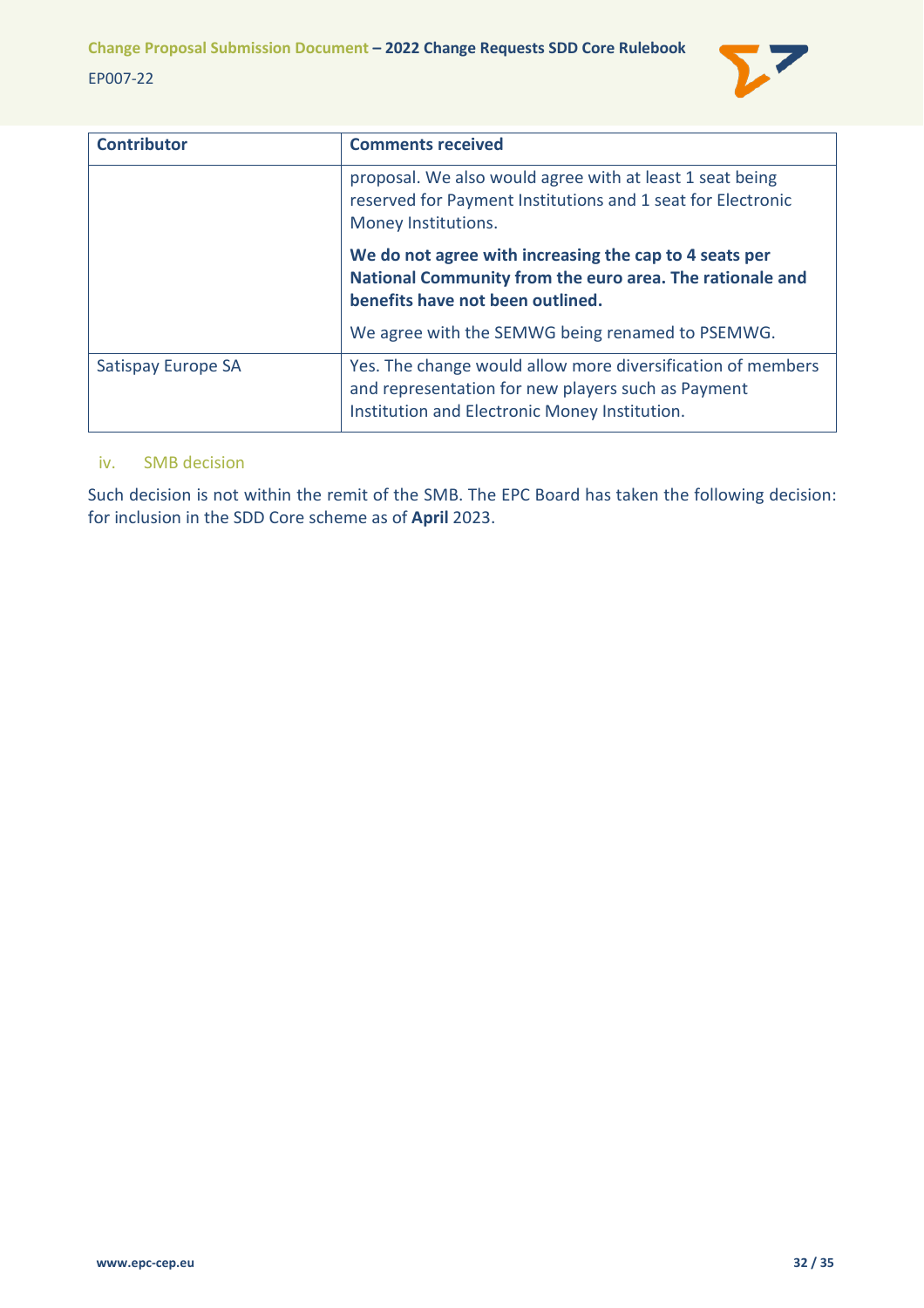| Contributor | Comments received |
|---|---|
| | proposal. We also would agree with at least 1 seat being reserved for Payment Institutions and 1 seat for Electronic Money Institutions.<br><br>**We do not agree with increasing the cap to 4 seats per National Community from the euro area. The rationale and benefits have not been outlined.**<br><br>We agree with the SEMWG being renamed to PSEMWG. |
| Satispay Europe SA | Yes. The change would allow more diversification of members and representation for new players such as Payment Institution and Electronic Money Institution. |

### iv. SMB decision

Such decision is not within the remit of the SMB. The EPC Board has taken the following decision: for inclusion in the SDD Core scheme as of **April** 2023.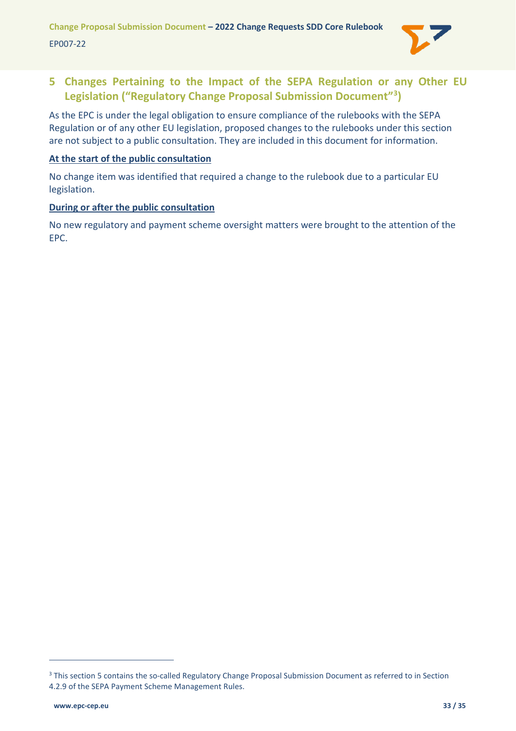# 5 Changes Pertaining to the Impact of the SEPA Regulation or any Other EU Legislation ("Regulatory Change Proposal Submission Document"[3])

As the EPC is under the legal obligation to ensure compliance of the rulebooks with the SEPA Regulation or of any other EU legislation, proposed changes to the rulebooks under this section are not subject to a public consultation. They are included in this document for information.

**At the start of the public consultation**

No change item was identified that required a change to the rulebook due to a particular EU legislation.

**During or after the public consultation**

No new regulatory and payment scheme oversight matters were brought to the attention of the EPC.

[3] This section 5 contains the so-called Regulatory Change Proposal Submission Document as referred to in Section 4.2.9 of the SEPA Payment Scheme Management Rules.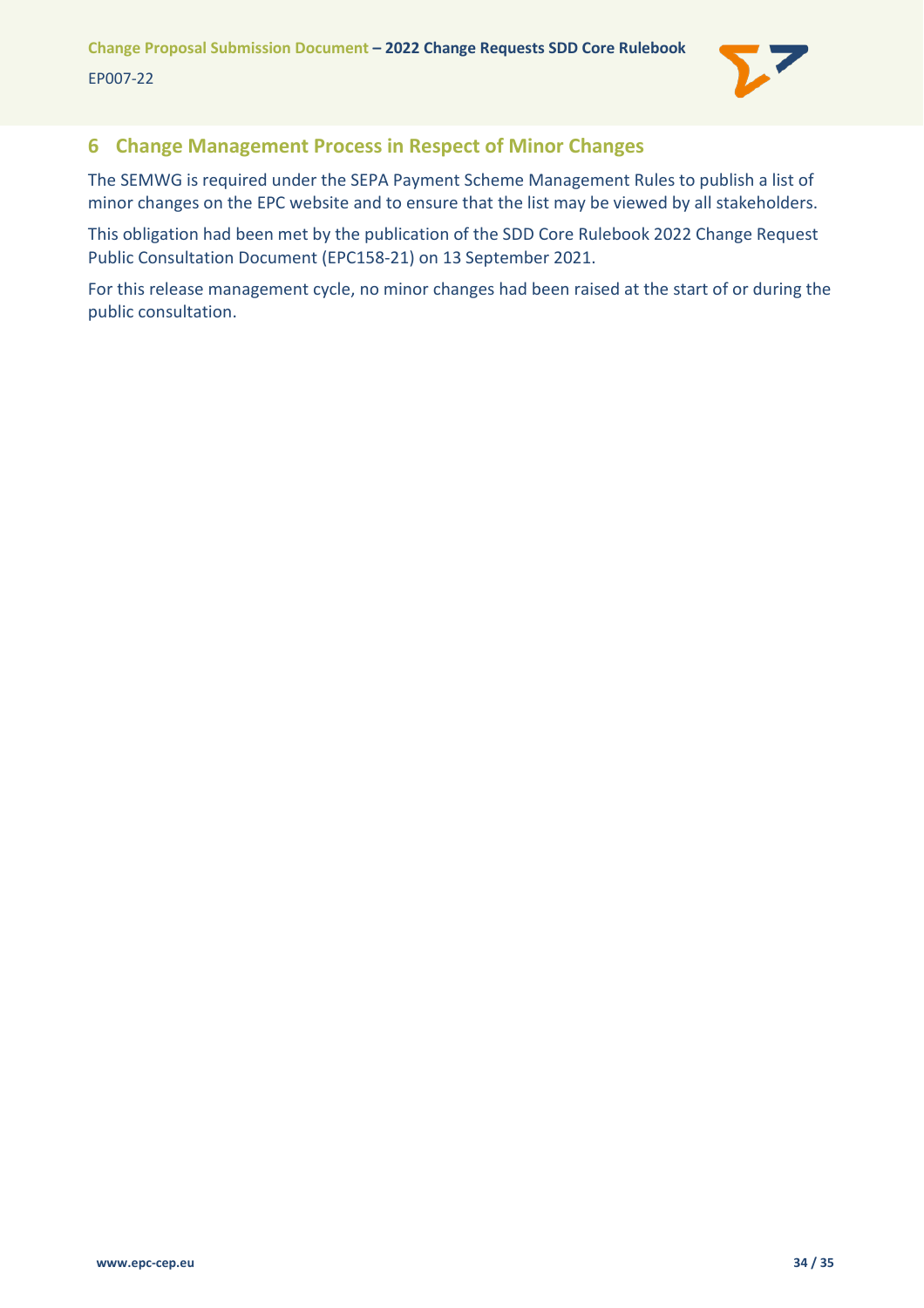## 6 Change Management Process in Respect of Minor Changes

The SEMWG is required under the SEPA Payment Scheme Management Rules to publish a list of minor changes on the EPC website and to ensure that the list may be viewed by all stakeholders.

This obligation had been met by the publication of the SDD Core Rulebook 2022 Change Request Public Consultation Document (EPC158-21) on 13 September 2021.

For this release management cycle, no minor changes had been raised at the start of or during the public consultation.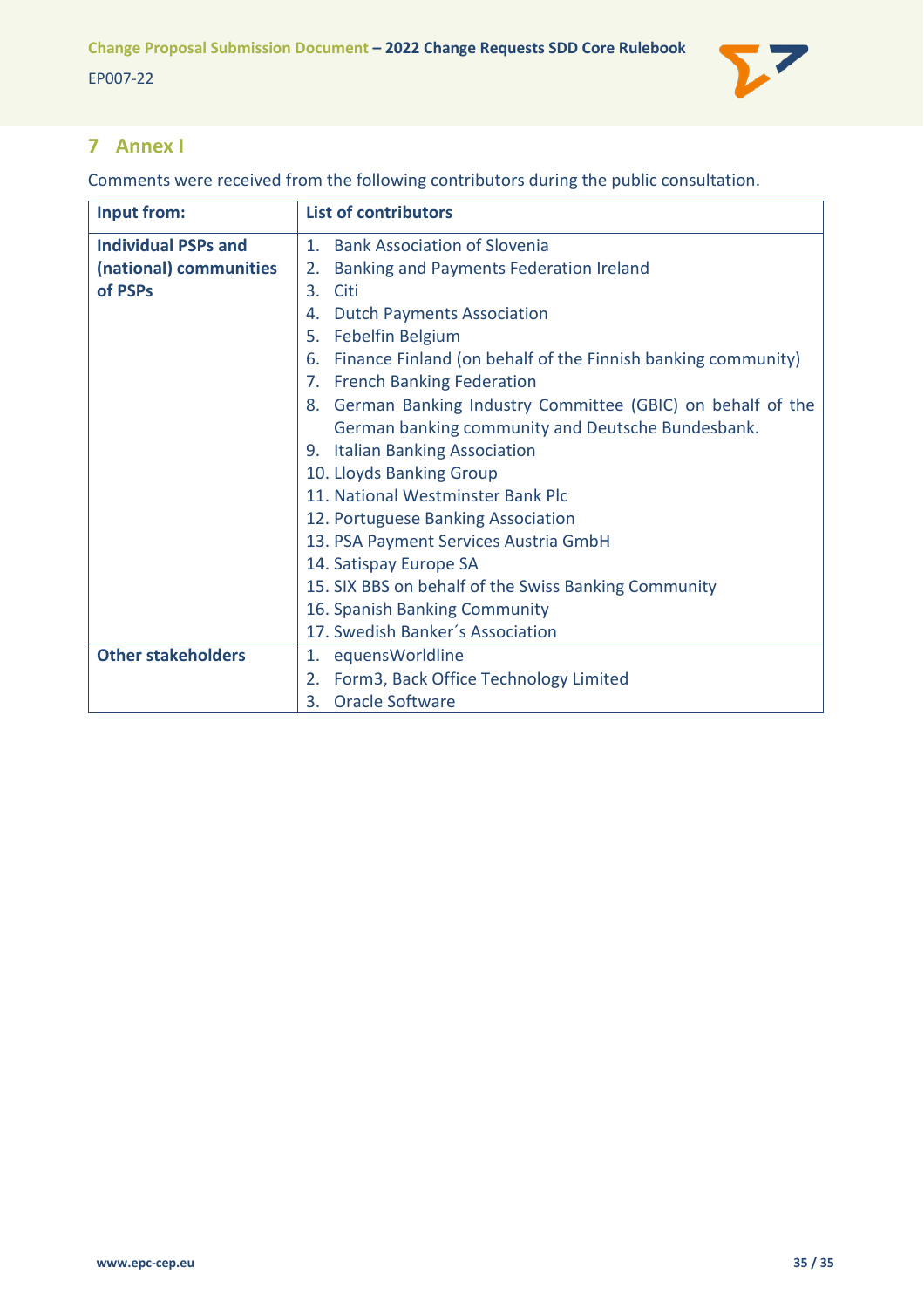## 7 Annex I

Comments were received from the following contributors during the public consultation.

| Input from: | List of contributors |
|---|---|
| **Individual PSPs and (national) communities of PSPs** | 1. Bank Association of Slovenia<br>2. Banking and Payments Federation Ireland<br>3. Citi<br>4. Dutch Payments Association<br>5. Febelfin Belgium<br>6. Finance Finland (on behalf of the Finnish banking community)<br>7. French Banking Federation<br>8. German Banking Industry Committee (GBIC) on behalf of the German banking community and Deutsche Bundesbank.<br>9. Italian Banking Association<br>10. Lloyds Banking Group<br>11. National Westminster Bank Plc<br>12. Portuguese Banking Association<br>13. PSA Payment Services Austria GmbH<br>14. Satispay Europe SA<br>15. SIX BBS on behalf of the Swiss Banking Community<br>16. Spanish Banking Community<br>17. Swedish Banker´s Association |
| **Other stakeholders** | 1. equensWorldline<br>2. Form3, Back Office Technology Limited<br>3. Oracle Software |